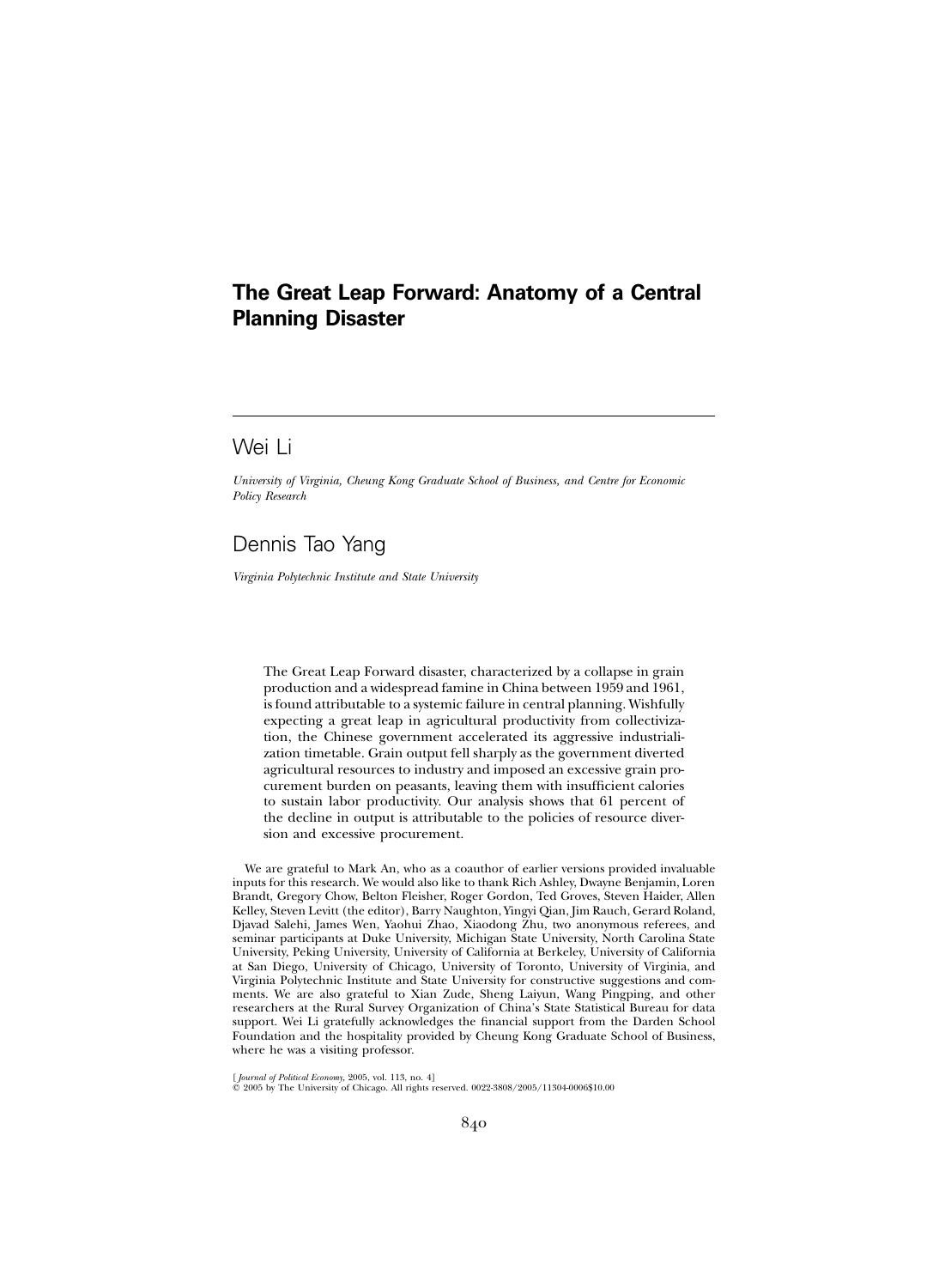# The Great Leap Forward: Anatomy of a Central Planning Disaster

## Wei Li

*University of Virginia, Cheung Kong Graduate School of Business, and Centre for Economic Policy Research*

## Dennis Tao Yang

*Virginia Polytechnic Institute and State University*

The Great Leap Forward disaster, characterized by a collapse in grain production and a widespread famine in China between 1959 and 1961, is found attributable to a systemic failure in central planning. Wishfully expecting a great leap in agricultural productivity from collectivization, the Chinese government accelerated its aggressive industrialization timetable. Grain output fell sharply as the government diverted agricultural resources to industry and imposed an excessive grain procurement burden on peasants, leaving them with insufficient calories to sustain labor productivity. Our analysis shows that 61 percent of the decline in output is attributable to the policies of resource diversion and excessive procurement.

We are grateful to Mark An, who as a coauthor of earlier versions provided invaluable inputs for this research. We would also like to thank Rich Ashley, Dwayne Benjamin, Loren Brandt, Gregory Chow, Belton Fleisher, Roger Gordon, Ted Groves, Steven Haider, Allen Kelley, Steven Levitt (the editor), Barry Naughton, Yingyi Qian, Jim Rauch, Gerard Roland, Djavad Salehi, James Wen, Yaohui Zhao, Xiaodong Zhu, two anonymous referees, and seminar participants at Duke University, Michigan State University, North Carolina State University, Peking University, University of California at Berkeley, University of California at San Diego, University of Chicago, University of Toronto, University of Virginia, and Virginia Polytechnic Institute and State University for constructive suggestions and comments. We are also grateful to Xian Zude, Sheng Laiyun, Wang Pingping, and other researchers at the Rural Survey Organization of China's State Statistical Bureau for data support. Wei Li gratefully acknowledges the financial support from the Darden School Foundation and the hospitality provided by Cheung Kong Graduate School of Business, where he was a visiting professor.

[*Journal of Political Economy*, 2005, vol. 113, no. 4]
© 2005 by The University of Chicago. All rights reserved. 0022-3808/2005/11304-0006$10.00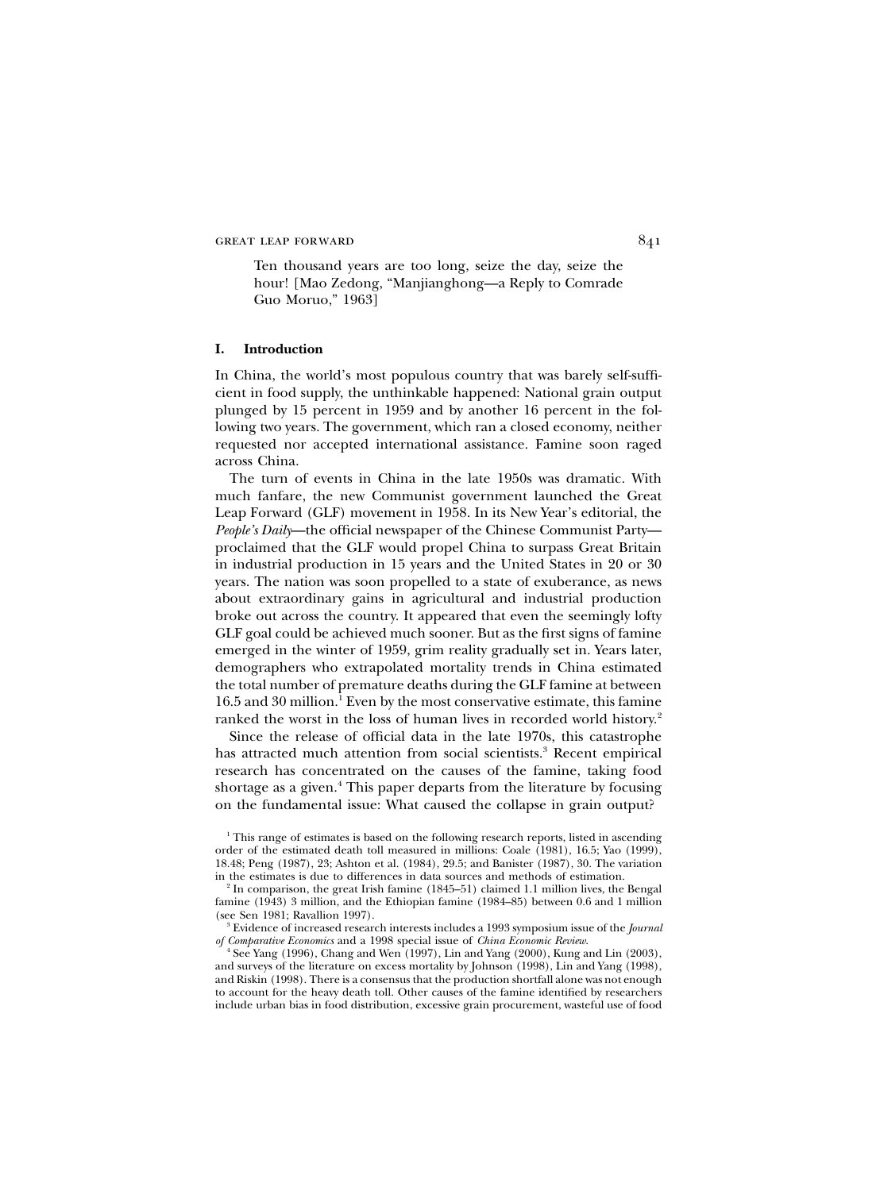> Ten thousand years are too long, seize the day, seize the hour! [Mao Zedong, "Manjianghong—a Reply to Comrade Guo Moruo," 1963]

## I. Introduction

In China, the world's most populous country that was barely self-sufficient in food supply, the unthinkable happened: National grain output plunged by 15 percent in 1959 and by another 16 percent in the following two years. The government, which ran a closed economy, neither requested nor accepted international assistance. Famine soon raged across China.

The turn of events in China in the late 1950s was dramatic. With much fanfare, the new Communist government launched the Great Leap Forward (GLF) movement in 1958. In its New Year's editorial, the *People's Daily*—the official newspaper of the Chinese Communist Party—proclaimed that the GLF would propel China to surpass Great Britain in industrial production in 15 years and the United States in 20 or 30 years. The nation was soon propelled to a state of exuberance, as news about extraordinary gains in agricultural and industrial production broke out across the country. It appeared that even the seemingly lofty GLF goal could be achieved much sooner. But as the first signs of famine emerged in the winter of 1959, grim reality gradually set in. Years later, demographers who extrapolated mortality trends in China estimated the total number of premature deaths during the GLF famine at between 16.5 and 30 million.[1] Even by the most conservative estimate, this famine ranked the worst in the loss of human lives in recorded world history.[2]

Since the release of official data in the late 1970s, this catastrophe has attracted much attention from social scientists.[3] Recent empirical research has concentrated on the causes of the famine, taking food shortage as a given.[4] This paper departs from the literature by focusing on the fundamental issue: What caused the collapse in grain output?

[1] This range of estimates is based on the following research reports, listed in ascending order of the estimated death toll measured in millions: Coale (1981), 16.5; Yao (1999), 18.48; Peng (1987), 23; Ashton et al. (1984), 29.5; and Banister (1987), 30. The variation in the estimates is due to differences in data sources and methods of estimation.

[2] In comparison, the great Irish famine (1845–51) claimed 1.1 million lives, the Bengal famine (1943) 3 million, and the Ethiopian famine (1984–85) between 0.6 and 1 million (see Sen 1981; Ravallion 1997).

[3] Evidence of increased research interests includes a 1993 symposium issue of the *Journal of Comparative Economics* and a 1998 special issue of *China Economic Review*.

[4] See Yang (1996), Chang and Wen (1997), Lin and Yang (2000), Kung and Lin (2003), and surveys of the literature on excess mortality by Johnson (1998), Lin and Yang (1998), and Riskin (1998). There is a consensus that the production shortfall alone was not enough to account for the heavy death toll. Other causes of the famine identified by researchers include urban bias in food distribution, excessive grain procurement, wasteful use of food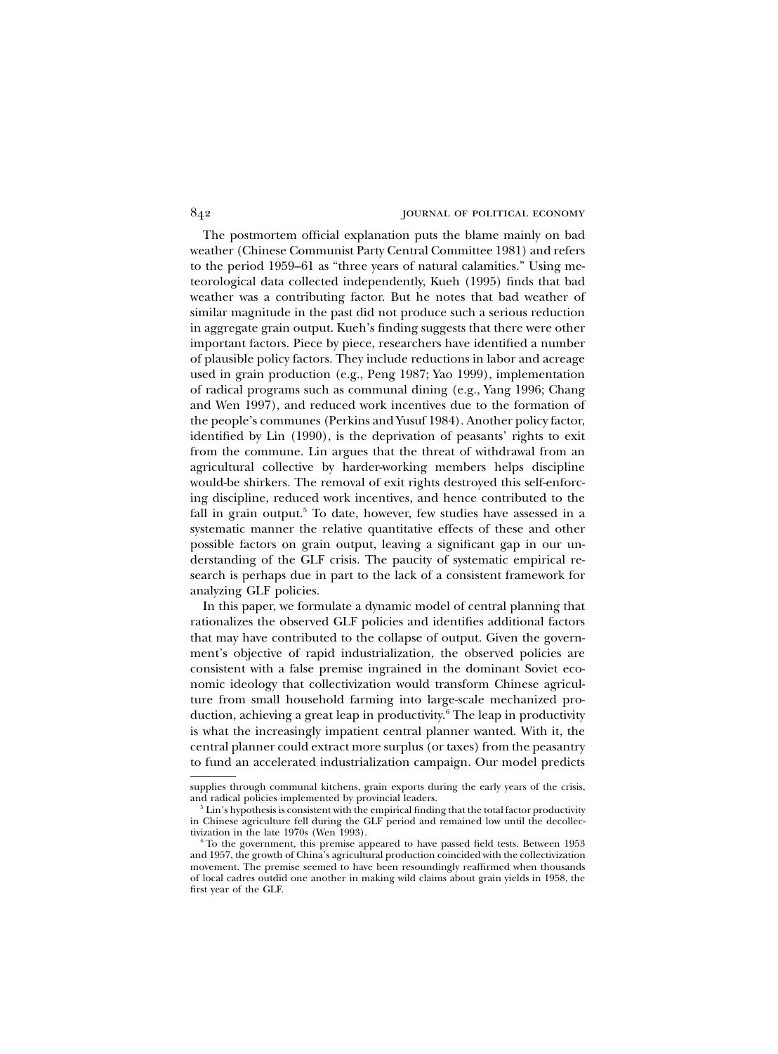The postmortem official explanation puts the blame mainly on bad weather (Chinese Communist Party Central Committee 1981) and refers to the period 1959–61 as "three years of natural calamities." Using meteorological data collected independently, Kueh (1995) finds that bad weather was a contributing factor. But he notes that bad weather of similar magnitude in the past did not produce such a serious reduction in aggregate grain output. Kueh's finding suggests that there were other important factors. Piece by piece, researchers have identified a number of plausible policy factors. They include reductions in labor and acreage used in grain production (e.g., Peng 1987; Yao 1999), implementation of radical programs such as communal dining (e.g., Yang 1996; Chang and Wen 1997), and reduced work incentives due to the formation of the people's communes (Perkins and Yusuf 1984). Another policy factor, identified by Lin (1990), is the deprivation of peasants' rights to exit from the commune. Lin argues that the threat of withdrawal from an agricultural collective by harder-working members helps discipline would-be shirkers. The removal of exit rights destroyed this self-enforcing discipline, reduced work incentives, and hence contributed to the fall in grain output.[5] To date, however, few studies have assessed in a systematic manner the relative quantitative effects of these and other possible factors on grain output, leaving a significant gap in our understanding of the GLF crisis. The paucity of systematic empirical research is perhaps due in part to the lack of a consistent framework for analyzing GLF policies.

In this paper, we formulate a dynamic model of central planning that rationalizes the observed GLF policies and identifies additional factors that may have contributed to the collapse of output. Given the government's objective of rapid industrialization, the observed policies are consistent with a false premise ingrained in the dominant Soviet economic ideology that collectivization would transform Chinese agriculture from small household farming into large-scale mechanized production, achieving a great leap in productivity.[6] The leap in productivity is what the increasingly impatient central planner wanted. With it, the central planner could extract more surplus (or taxes) from the peasantry to fund an accelerated industrialization campaign. Our model predicts

---

supplies through communal kitchens, grain exports during the early years of the crisis, and radical policies implemented by provincial leaders.

[5] Lin's hypothesis is consistent with the empirical finding that the total factor productivity in Chinese agriculture fell during the GLF period and remained low until the decollectivization in the late 1970s (Wen 1993).

[6] To the government, this premise appeared to have passed field tests. Between 1953 and 1957, the growth of China's agricultural production coincided with the collectivization movement. The premise seemed to have been resoundingly reaffirmed when thousands of local cadres outdid one another in making wild claims about grain yields in 1958, the first year of the GLF.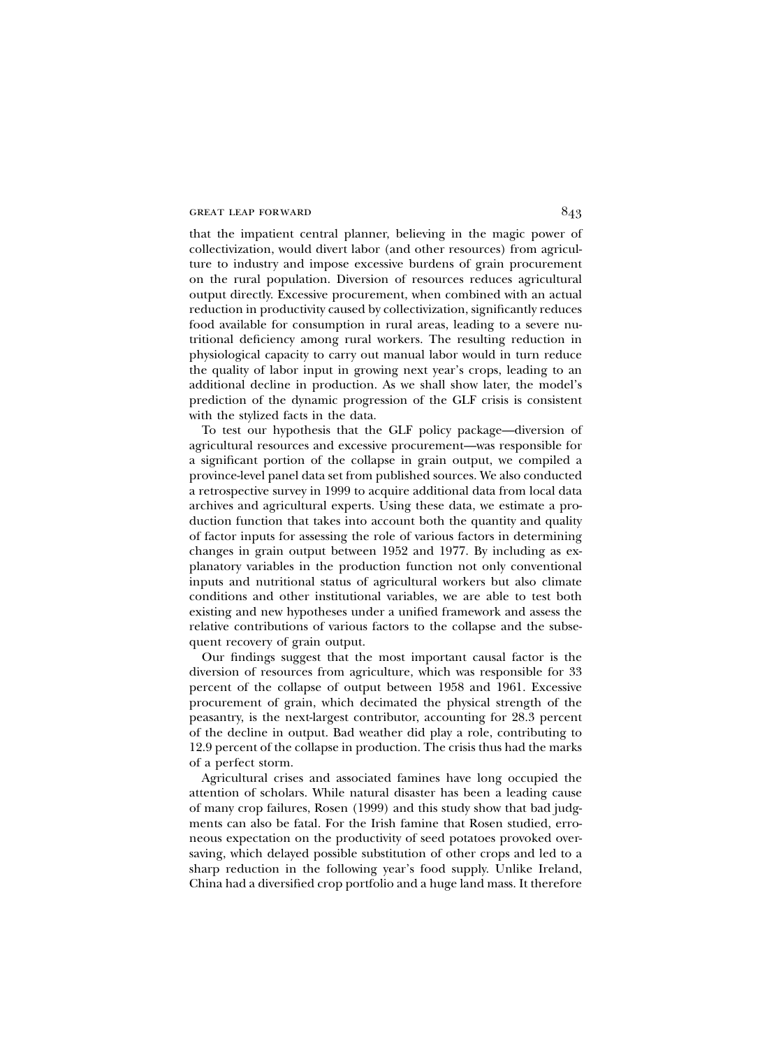that the impatient central planner, believing in the magic power of collectivization, would divert labor (and other resources) from agriculture to industry and impose excessive burdens of grain procurement on the rural population. Diversion of resources reduces agricultural output directly. Excessive procurement, when combined with an actual reduction in productivity caused by collectivization, significantly reduces food available for consumption in rural areas, leading to a severe nutritional deficiency among rural workers. The resulting reduction in physiological capacity to carry out manual labor would in turn reduce the quality of labor input in growing next year's crops, leading to an additional decline in production. As we shall show later, the model's prediction of the dynamic progression of the GLF crisis is consistent with the stylized facts in the data.

To test our hypothesis that the GLF policy package—diversion of agricultural resources and excessive procurement—was responsible for a significant portion of the collapse in grain output, we compiled a province-level panel data set from published sources. We also conducted a retrospective survey in 1999 to acquire additional data from local data archives and agricultural experts. Using these data, we estimate a production function that takes into account both the quantity and quality of factor inputs for assessing the role of various factors in determining changes in grain output between 1952 and 1977. By including as explanatory variables in the production function not only conventional inputs and nutritional status of agricultural workers but also climate conditions and other institutional variables, we are able to test both existing and new hypotheses under a unified framework and assess the relative contributions of various factors to the collapse and the subsequent recovery of grain output.

Our findings suggest that the most important causal factor is the diversion of resources from agriculture, which was responsible for 33 percent of the collapse of output between 1958 and 1961. Excessive procurement of grain, which decimated the physical strength of the peasantry, is the next-largest contributor, accounting for 28.3 percent of the decline in output. Bad weather did play a role, contributing to 12.9 percent of the collapse in production. The crisis thus had the marks of a perfect storm.

Agricultural crises and associated famines have long occupied the attention of scholars. While natural disaster has been a leading cause of many crop failures, Rosen (1999) and this study show that bad judgments can also be fatal. For the Irish famine that Rosen studied, erroneous expectation on the productivity of seed potatoes provoked oversaving, which delayed possible substitution of other crops and led to a sharp reduction in the following year's food supply. Unlike Ireland, China had a diversified crop portfolio and a huge land mass. It therefore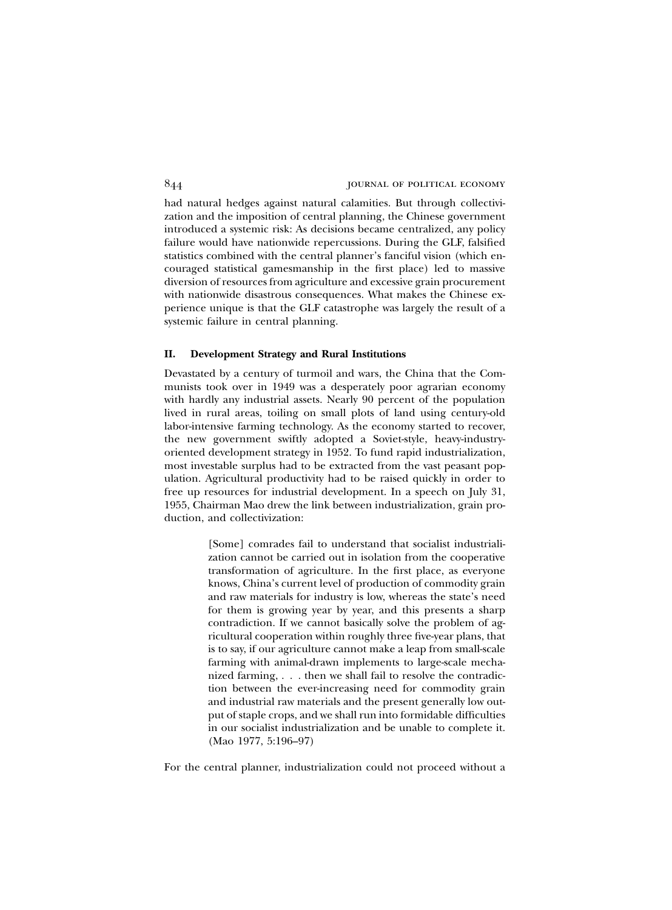had natural hedges against natural calamities. But through collectivization and the imposition of central planning, the Chinese government introduced a systemic risk: As decisions became centralized, any policy failure would have nationwide repercussions. During the GLF, falsified statistics combined with the central planner's fanciful vision (which encouraged statistical gamesmanship in the first place) led to massive diversion of resources from agriculture and excessive grain procurement with nationwide disastrous consequences. What makes the Chinese experience unique is that the GLF catastrophe was largely the result of a systemic failure in central planning.

## II. Development Strategy and Rural Institutions

Devastated by a century of turmoil and wars, the China that the Communists took over in 1949 was a desperately poor agrarian economy with hardly any industrial assets. Nearly 90 percent of the population lived in rural areas, toiling on small plots of land using century-old labor-intensive farming technology. As the economy started to recover, the new government swiftly adopted a Soviet-style, heavy-industry-oriented development strategy in 1952. To fund rapid industrialization, most investable surplus had to be extracted from the vast peasant population. Agricultural productivity had to be raised quickly in order to free up resources for industrial development. In a speech on July 31, 1955, Chairman Mao drew the link between industrialization, grain production, and collectivization:

> [Some] comrades fail to understand that socialist industrialization cannot be carried out in isolation from the cooperative transformation of agriculture. In the first place, as everyone knows, China's current level of production of commodity grain and raw materials for industry is low, whereas the state's need for them is growing year by year, and this presents a sharp contradiction. If we cannot basically solve the problem of agricultural cooperation within roughly three five-year plans, that is to say, if our agriculture cannot make a leap from small-scale farming with animal-drawn implements to large-scale mechanized farming, . . . then we shall fail to resolve the contradiction between the ever-increasing need for commodity grain and industrial raw materials and the present generally low output of staple crops, and we shall run into formidable difficulties in our socialist industrialization and be unable to complete it. (Mao 1977, 5:196–97)

For the central planner, industrialization could not proceed without a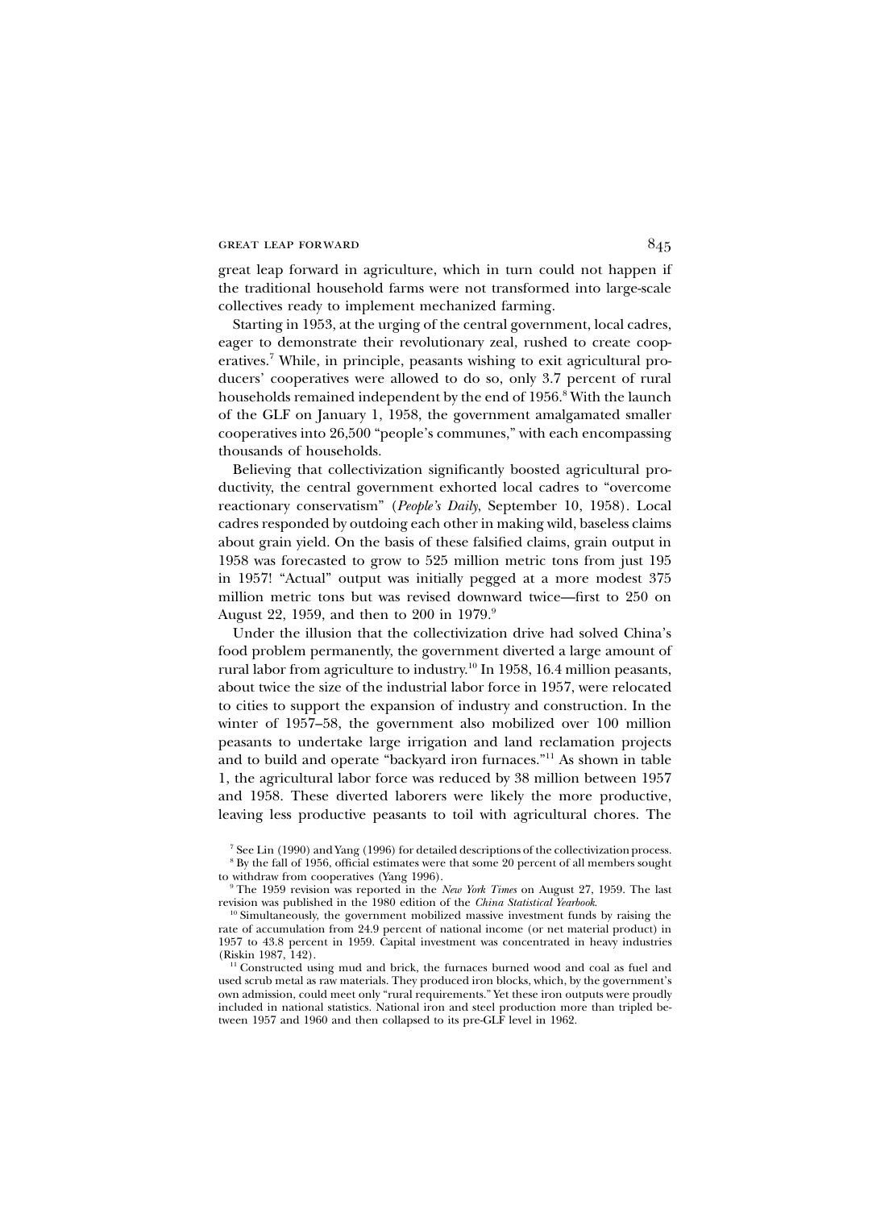great leap forward in agriculture, which in turn could not happen if the traditional household farms were not transformed into large-scale collectives ready to implement mechanized farming.

Starting in 1953, at the urging of the central government, local cadres, eager to demonstrate their revolutionary zeal, rushed to create cooperatives.[7] While, in principle, peasants wishing to exit agricultural producers' cooperatives were allowed to do so, only 3.7 percent of rural households remained independent by the end of 1956.[8] With the launch of the GLF on January 1, 1958, the government amalgamated smaller cooperatives into 26,500 "people's communes," with each encompassing thousands of households.

Believing that collectivization significantly boosted agricultural productivity, the central government exhorted local cadres to "overcome reactionary conservatism" (*People's Daily*, September 10, 1958). Local cadres responded by outdoing each other in making wild, baseless claims about grain yield. On the basis of these falsified claims, grain output in 1958 was forecasted to grow to 525 million metric tons from just 195 in 1957! "Actual" output was initially pegged at a more modest 375 million metric tons but was revised downward twice—first to 250 on August 22, 1959, and then to 200 in 1979.[9]

Under the illusion that the collectivization drive had solved China's food problem permanently, the government diverted a large amount of rural labor from agriculture to industry.[10] In 1958, 16.4 million peasants, about twice the size of the industrial labor force in 1957, were relocated to cities to support the expansion of industry and construction. In the winter of 1957–58, the government also mobilized over 100 million peasants to undertake large irrigation and land reclamation projects and to build and operate "backyard iron furnaces."[11] As shown in table 1, the agricultural labor force was reduced by 38 million between 1957 and 1958. These diverted laborers were likely the more productive, leaving less productive peasants to toil with agricultural chores. The

[7] See Lin (1990) and Yang (1996) for detailed descriptions of the collectivization process.

[8] By the fall of 1956, official estimates were that some 20 percent of all members sought to withdraw from cooperatives (Yang 1996).

[9] The 1959 revision was reported in the *New York Times* on August 27, 1959. The last revision was published in the 1980 edition of the *China Statistical Yearbook*.

[10] Simultaneously, the government mobilized massive investment funds by raising the rate of accumulation from 24.9 percent of national income (or net material product) in 1957 to 43.8 percent in 1959. Capital investment was concentrated in heavy industries (Riskin 1987, 142).

[11] Constructed using mud and brick, the furnaces burned wood and coal as fuel and used scrub metal as raw materials. They produced iron blocks, which, by the government's own admission, could meet only "rural requirements." Yet these iron outputs were proudly included in national statistics. National iron and steel production more than tripled between 1957 and 1960 and then collapsed to its pre-GLF level in 1962.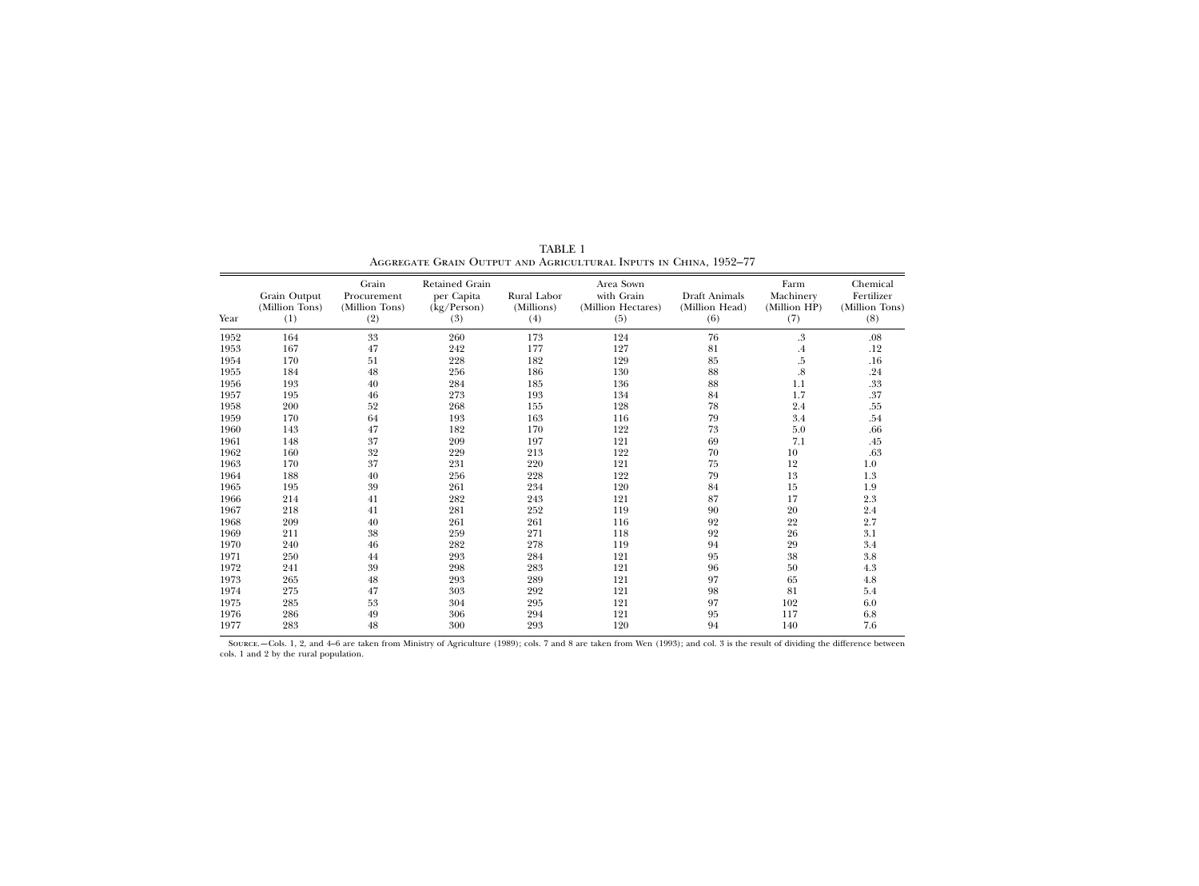TABLE 1

Aggregate Grain Output and Agricultural Inputs in China, 1952–77

| Year | Grain Output (Million Tons) (1) | Grain Procurement (Million Tons) (2) | Retained Grain per Capita (kg/Person) (3) | Rural Labor (Millions) (4) | Area Sown with Grain (Million Hectares) (5) | Draft Animals (Million Head) (6) | Farm Machinery (Million HP) (7) | Chemical Fertilizer (Million Tons) (8) |
|---|---|---|---|---|---|---|---|---|
| 1952 | 164 | 33 | 260 | 173 | 124 | 76 | .3 | .08 |
| 1953 | 167 | 47 | 242 | 177 | 127 | 81 | .4 | .12 |
| 1954 | 170 | 51 | 228 | 182 | 129 | 85 | .5 | .16 |
| 1955 | 184 | 48 | 256 | 186 | 130 | 88 | .8 | .24 |
| 1956 | 193 | 40 | 284 | 185 | 136 | 88 | 1.1 | .33 |
| 1957 | 195 | 46 | 273 | 193 | 134 | 84 | 1.7 | .37 |
| 1958 | 200 | 52 | 268 | 155 | 128 | 78 | 2.4 | .55 |
| 1959 | 170 | 64 | 193 | 163 | 116 | 79 | 3.4 | .54 |
| 1960 | 143 | 47 | 182 | 170 | 122 | 73 | 5.0 | .66 |
| 1961 | 148 | 37 | 209 | 197 | 121 | 69 | 7.1 | .45 |
| 1962 | 160 | 32 | 229 | 213 | 122 | 70 | 10 | .63 |
| 1963 | 170 | 37 | 231 | 220 | 121 | 75 | 12 | 1.0 |
| 1964 | 188 | 40 | 256 | 228 | 122 | 79 | 13 | 1.3 |
| 1965 | 195 | 39 | 261 | 234 | 120 | 84 | 15 | 1.9 |
| 1966 | 214 | 41 | 282 | 243 | 121 | 87 | 17 | 2.3 |
| 1967 | 218 | 41 | 281 | 252 | 119 | 90 | 20 | 2.4 |
| 1968 | 209 | 40 | 261 | 261 | 116 | 92 | 22 | 2.7 |
| 1969 | 211 | 38 | 259 | 271 | 118 | 92 | 26 | 3.1 |
| 1970 | 240 | 46 | 282 | 278 | 119 | 94 | 29 | 3.4 |
| 1971 | 250 | 44 | 293 | 284 | 121 | 95 | 38 | 3.8 |
| 1972 | 241 | 39 | 298 | 283 | 121 | 96 | 50 | 4.3 |
| 1973 | 265 | 48 | 293 | 289 | 121 | 97 | 65 | 4.8 |
| 1974 | 275 | 47 | 303 | 292 | 121 | 98 | 81 | 5.4 |
| 1975 | 285 | 53 | 304 | 295 | 121 | 97 | 102 | 6.0 |
| 1976 | 286 | 49 | 306 | 294 | 121 | 95 | 117 | 6.8 |
| 1977 | 283 | 48 | 300 | 293 | 120 | 94 | 140 | 7.6 |

Source.—Cols. 1, 2, and 4–6 are taken from Ministry of Agriculture (1989); cols. 7 and 8 are taken from Wen (1993); and col. 3 is the result of dividing the difference between cols. 1 and 2 by the rural population.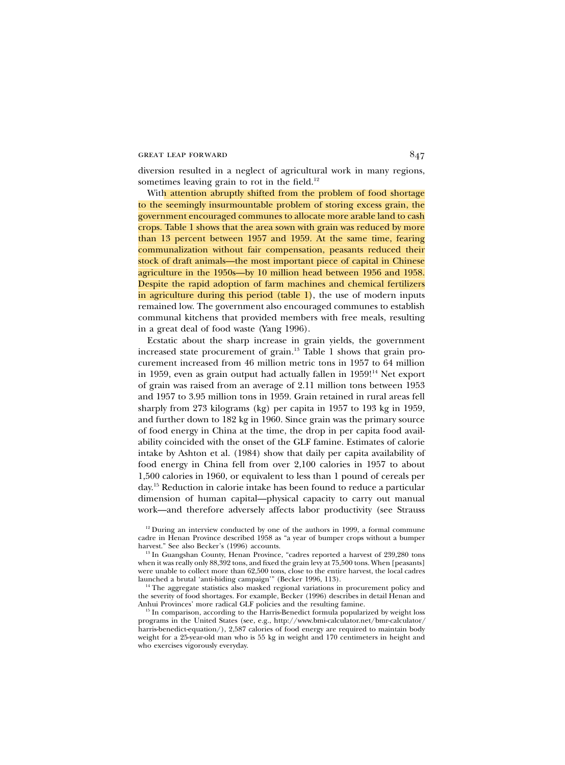diversion resulted in a neglect of agricultural work in many regions, sometimes leaving grain to rot in the field.[12]

With attention abruptly shifted from the problem of food shortage to the seemingly insurmountable problem of storing excess grain, the government encouraged communes to allocate more arable land to cash crops. Table 1 shows that the area sown with grain was reduced by more than 13 percent between 1957 and 1959. At the same time, fearing communalization without fair compensation, peasants reduced their stock of draft animals—the most important piece of capital in Chinese agriculture in the 1950s—by 10 million head between 1956 and 1958. Despite the rapid adoption of farm machines and chemical fertilizers in agriculture during this period (table 1), the use of modern inputs remained low. The government also encouraged communes to establish communal kitchens that provided members with free meals, resulting in a great deal of food waste (Yang 1996).

Ecstatic about the sharp increase in grain yields, the government increased state procurement of grain.[13] Table 1 shows that grain procurement increased from 46 million metric tons in 1957 to 64 million in 1959, even as grain output had actually fallen in 1959![14] Net export of grain was raised from an average of 2.11 million tons between 1953 and 1957 to 3.95 million tons in 1959. Grain retained in rural areas fell sharply from 273 kilograms (kg) per capita in 1957 to 193 kg in 1959, and further down to 182 kg in 1960. Since grain was the primary source of food energy in China at the time, the drop in per capita food availability coincided with the onset of the GLF famine. Estimates of calorie intake by Ashton et al. (1984) show that daily per capita availability of food energy in China fell from over 2,100 calories in 1957 to about 1,500 calories in 1960, or equivalent to less than 1 pound of cereals per day.[15] Reduction in calorie intake has been found to reduce a particular dimension of human capital—physical capacity to carry out manual work—and therefore adversely affects labor productivity (see Strauss

[12] During an interview conducted by one of the authors in 1999, a formal commune cadre in Henan Province described 1958 as "a year of bumper crops without a bumper harvest." See also Becker's (1996) accounts.

[13] In Guangshan County, Henan Province, "cadres reported a harvest of 239,280 tons when it was really only 88,392 tons, and fixed the grain levy at 75,500 tons. When [peasants] were unable to collect more than 62,500 tons, close to the entire harvest, the local cadres launched a brutal 'anti-hiding campaign'" (Becker 1996, 113).

[14] The aggregate statistics also masked regional variations in procurement policy and the severity of food shortages. For example, Becker (1996) describes in detail Henan and Anhui Provinces' more radical GLF policies and the resulting famine.

[15] In comparison, according to the Harris-Benedict formula popularized by weight loss programs in the United States (see, e.g., http://www.bmi-calculator.net/bmr-calculator/harris-benedict-equation/), 2,587 calories of food energy are required to maintain body weight for a 25-year-old man who is 55 kg in weight and 170 centimeters in height and who exercises vigorously everyday.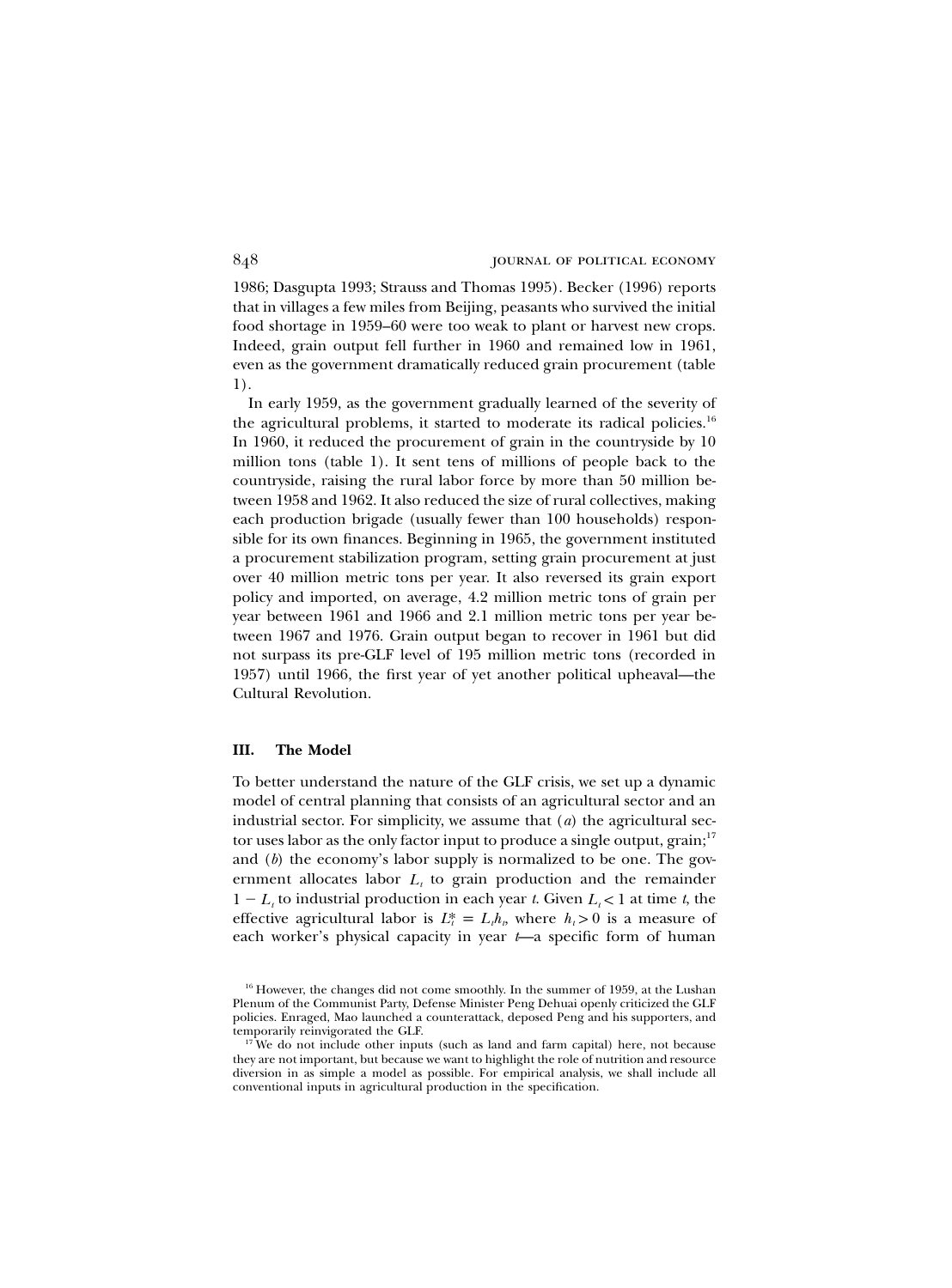1986; Dasgupta 1993; Strauss and Thomas 1995). Becker (1996) reports that in villages a few miles from Beijing, peasants who survived the initial food shortage in 1959–60 were too weak to plant or harvest new crops. Indeed, grain output fell further in 1960 and remained low in 1961, even as the government dramatically reduced grain procurement (table 1).

In early 1959, as the government gradually learned of the severity of the agricultural problems, it started to moderate its radical policies.[16] In 1960, it reduced the procurement of grain in the countryside by 10 million tons (table 1). It sent tens of millions of people back to the countryside, raising the rural labor force by more than 50 million between 1958 and 1962. It also reduced the size of rural collectives, making each production brigade (usually fewer than 100 households) responsible for its own finances. Beginning in 1965, the government instituted a procurement stabilization program, setting grain procurement at just over 40 million metric tons per year. It also reversed its grain export policy and imported, on average, 4.2 million metric tons of grain per year between 1961 and 1966 and 2.1 million metric tons per year between 1967 and 1976. Grain output began to recover in 1961 but did not surpass its pre-GLF level of 195 million metric tons (recorded in 1957) until 1966, the first year of yet another political upheaval—the Cultural Revolution.

## III. The Model

To better understand the nature of the GLF crisis, we set up a dynamic model of central planning that consists of an agricultural sector and an industrial sector. For simplicity, we assume that (*a*) the agricultural sector uses labor as the only factor input to produce a single output, grain;[17] and (*b*) the economy's labor supply is normalized to be one. The government allocates labor $L_t$ to grain production and the remainder $1 - L_t$ to industrial production in each year *t*. Given $L_t < 1$ at time *t*, the effective agricultural labor is $L_t^* = L_t h_t$, where $h_t > 0$ is a measure of each worker's physical capacity in year *t*—a specific form of human

[16] However, the changes did not come smoothly. In the summer of 1959, at the Lushan Plenum of the Communist Party, Defense Minister Peng Dehuai openly criticized the GLF policies. Enraged, Mao launched a counterattack, deposed Peng and his supporters, and temporarily reinvigorated the GLF.

[17] We do not include other inputs (such as land and farm capital) here, not because they are not important, but because we want to highlight the role of nutrition and resource diversion in as simple a model as possible. For empirical analysis, we shall include all conventional inputs in agricultural production in the specification.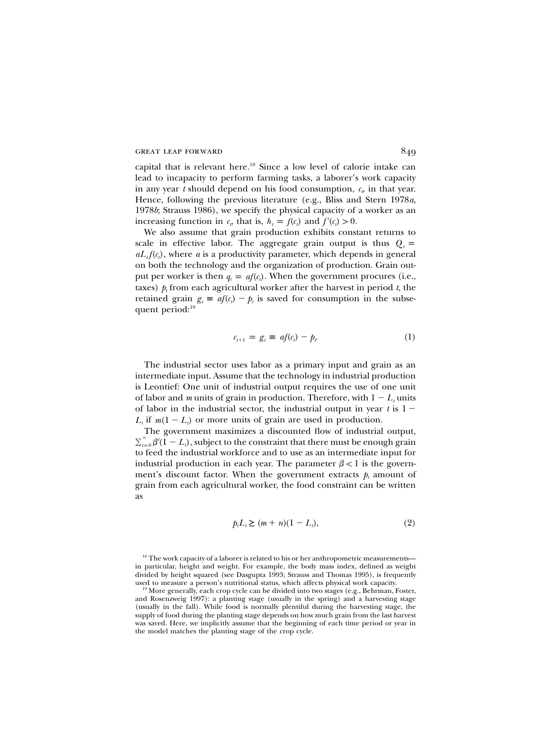capital that is relevant here.[18] Since a low level of calorie intake can lead to incapacity to perform farming tasks, a laborer's work capacity in any year $t$ should depend on his food consumption, $c_t$, in that year. Hence, following the previous literature (e.g., Bliss and Stern 1978*a*, 1978*b*; Strauss 1986), we specify the physical capacity of a worker as an increasing function in $c_t$, that is, $h_t = f(c_t)$ and $f'(c_t) > 0$.

We also assume that grain production exhibits constant returns to scale in effective labor. The aggregate grain output is thus $Q_t = aL_t f(c_t)$, where $a$ is a productivity parameter, which depends in general on both the technology and the organization of production. Grain output per worker is then $q_t = af(c_t)$. When the government procures (i.e., taxes) $p_t$ from each agricultural worker after the harvest in period $t$, the retained grain $g_t \equiv af(c_t) - p_t$ is saved for consumption in the subsequent period:[19]

$$c_{t+1} = g_t \equiv af(c_t) - p_t. \tag{1}$$

The industrial sector uses labor as a primary input and grain as an intermediate input. Assume that the technology in industrial production is Leontief: One unit of industrial output requires the use of one unit of labor and $m$ units of grain in production. Therefore, with $1 - L_t$ units of labor in the industrial sector, the industrial output in year $t$ is $1 - L_t$ if $m(1 - L_t)$ or more units of grain are used in production.

The government maximizes a discounted flow of industrial output, $\sum_{t=0}^{\infty} \beta^t (1 - L_t)$, subject to the constraint that there must be enough grain to feed the industrial workforce and to use as an intermediate input for industrial production in each year. The parameter $\beta < 1$ is the government's discount factor. When the government extracts $p_t$ amount of grain from each agricultural worker, the food constraint can be written as

$$p_t L_t \geq (m + n)(1 - L_t), \tag{2}$$

[18] The work capacity of a laborer is related to his or her anthropometric measurements—in particular, height and weight. For example, the body mass index, defined as weight divided by height squared (see Dasgupta 1993; Strauss and Thomas 1995), is frequently used to measure a person's nutritional status, which affects physical work capacity.

[19] More generally, each crop cycle can be divided into two stages (e.g., Behrman, Foster, and Rosenzweig 1997): a planting stage (usually in the spring) and a harvesting stage (usually in the fall). While food is normally plentiful during the harvesting stage, the supply of food during the planting stage depends on how much grain from the last harvest was saved. Here, we implicitly assume that the beginning of each time period or year in the model matches the planting stage of the crop cycle.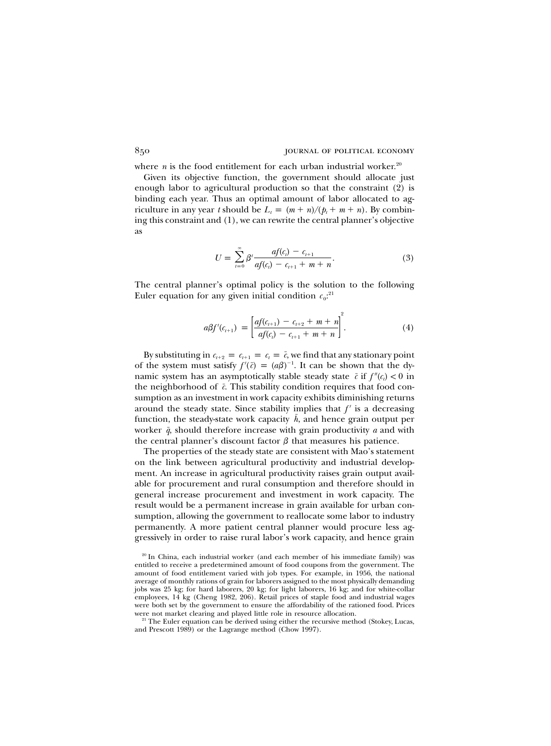where $n$ is the food entitlement for each urban industrial worker.[20]

Given its objective function, the government should allocate just enough labor to agricultural production so that the constraint (2) is binding each year. Thus an optimal amount of labor allocated to agriculture in any year $t$ should be $L_t = (m + n)/(p_t + m + n)$. By combining this constraint and (1), we can rewrite the central planner's objective as

$$U = \sum_{t=0}^{\infty} \beta^t \frac{af(c_t) - c_{t+1}}{af(c_t) - c_{t+1} + m + n}. \tag{3}$$

The central planner's optimal policy is the solution to the following Euler equation for any given initial condition $c_0$:[21]

$$a\beta f'(c_{t+1}) = \left[\frac{af(c_{t+1}) - c_{t+2} + m + n}{af(c_t) - c_{t+1} + m + n}\right]^2. \tag{4}$$

By substituting in $c_{t+2} = c_{t+1} = c_t = \bar{c}$, we find that any stationary point of the system must satisfy $f'(\bar{c}) = (a\beta)^{-1}$. It can be shown that the dynamic system has an asymptotically stable steady state $\bar{c}$ if $f''(c_t) < 0$ in the neighborhood of $\bar{c}$. This stability condition requires that food consumption as an investment in work capacity exhibits diminishing returns around the steady state. Since stability implies that $f'$ is a decreasing function, the steady-state work capacity $\bar{h}$, and hence grain output per worker $\bar{q}$, should therefore increase with grain productivity $a$ and with the central planner's discount factor $\beta$ that measures his patience.

The properties of the steady state are consistent with Mao's statement on the link between agricultural productivity and industrial development. An increase in agricultural productivity raises grain output available for procurement and rural consumption and therefore should in general increase procurement and investment in work capacity. The result would be a permanent increase in grain available for urban consumption, allowing the government to reallocate some labor to industry permanently. A more patient central planner would procure less aggressively in order to raise rural labor's work capacity, and hence grain

[20] In China, each industrial worker (and each member of his immediate family) was entitled to receive a predetermined amount of food coupons from the government. The amount of food entitlement varied with job types. For example, in 1956, the national average of monthly rations of grain for laborers assigned to the most physically demanding jobs was 25 kg; for hard laborers, 20 kg; for light laborers, 16 kg; and for white-collar employees, 14 kg (Cheng 1982, 206). Retail prices of staple food and industrial wages were both set by the government to ensure the affordability of the rationed food. Prices were not market clearing and played little role in resource allocation.

[21] The Euler equation can be derived using either the recursive method (Stokey, Lucas, and Prescott 1989) or the Lagrange method (Chow 1997).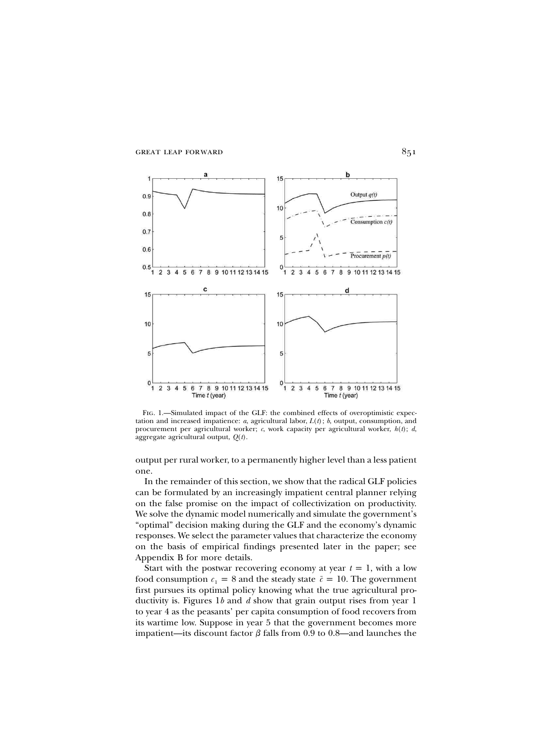Fig. 1.—Simulated impact of the GLF: the combined effects of overoptimistic expectation and increased impatience: *a*, agricultural labor, $L(t)$; *b*, output, consumption, and procurement per agricultural worker; *c*, work capacity per agricultural worker, $h(t)$; *d*, aggregate agricultural output, $Q(t)$.

output per rural worker, to a permanently higher level than a less patient one.

In the remainder of this section, we show that the radical GLF policies can be formulated by an increasingly impatient central planner relying on the false promise on the impact of collectivization on productivity. We solve the dynamic model numerically and simulate the government's "optimal" decision making during the GLF and the economy's dynamic responses. We select the parameter values that characterize the economy on the basis of empirical findings presented later in the paper; see Appendix B for more details.

Start with the postwar recovering economy at year $t = 1$, with a low food consumption $c_1 = 8$ and the steady state $\bar{c} = 10$. The government first pursues its optimal policy knowing what the true agricultural productivity is. Figures 1*b* and *d* show that grain output rises from year 1 to year 4 as the peasants' per capita consumption of food recovers from its wartime low. Suppose in year 5 that the government becomes more impatient—its discount factor $\beta$ falls from 0.9 to 0.8—and launches the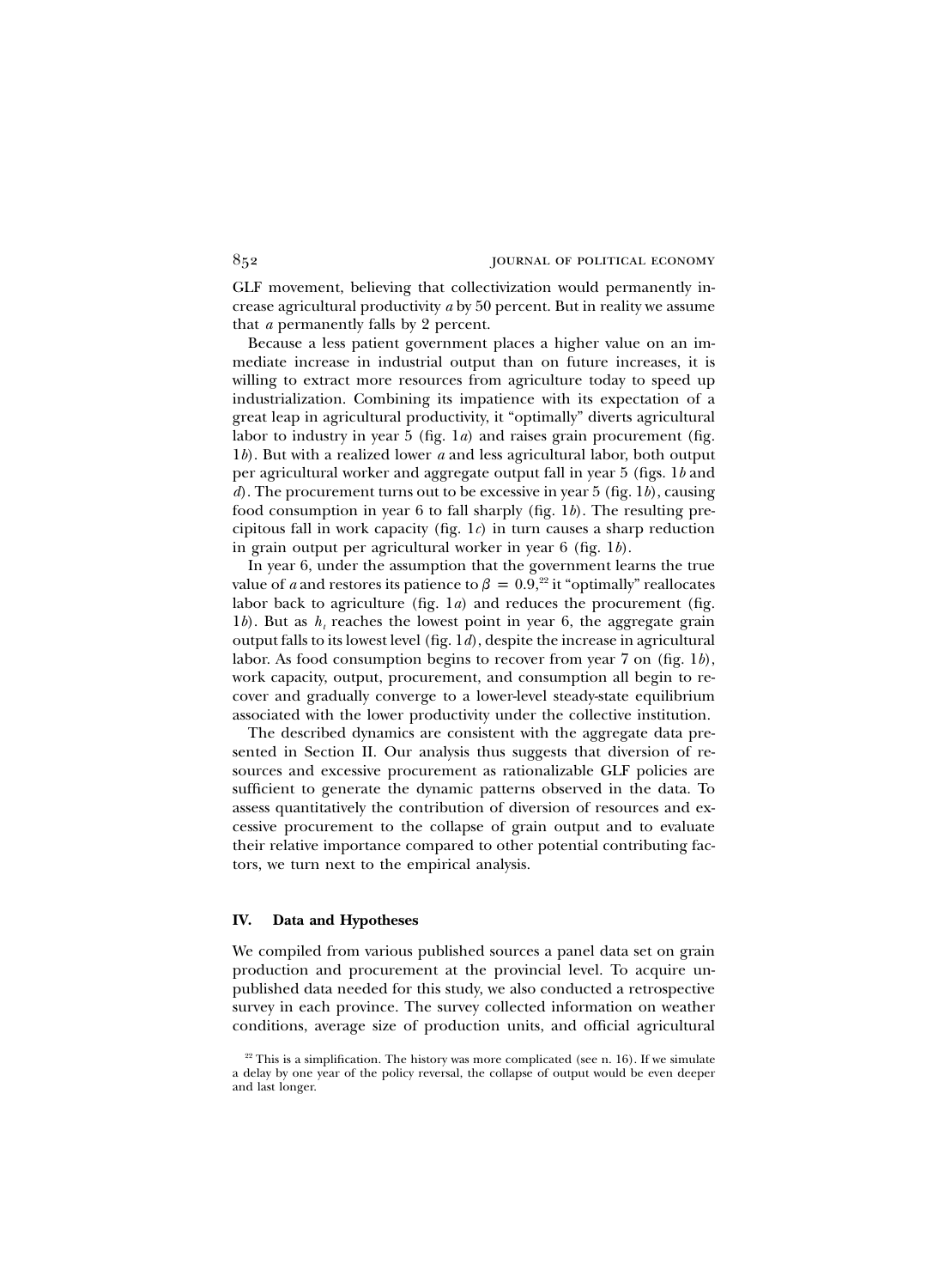GLF movement, believing that collectivization would permanently increase agricultural productivity $a$ by 50 percent. But in reality we assume that $a$ permanently falls by 2 percent.

Because a less patient government places a higher value on an immediate increase in industrial output than on future increases, it is willing to extract more resources from agriculture today to speed up industrialization. Combining its impatience with its expectation of a great leap in agricultural productivity, it "optimally" diverts agricultural labor to industry in year 5 (fig. 1*a*) and raises grain procurement (fig. 1*b*). But with a realized lower $a$ and less agricultural labor, both output per agricultural worker and aggregate output fall in year 5 (figs. 1*b* and *d*). The procurement turns out to be excessive in year 5 (fig. 1*b*), causing food consumption in year 6 to fall sharply (fig. 1*b*). The resulting precipitous fall in work capacity (fig. 1*c*) in turn causes a sharp reduction in grain output per agricultural worker in year 6 (fig. 1*b*).

In year 6, under the assumption that the government learns the true value of $a$ and restores its patience to $\beta = 0.9$,[22] it "optimally" reallocates labor back to agriculture (fig. 1*a*) and reduces the procurement (fig. 1*b*). But as $h_t$ reaches the lowest point in year 6, the aggregate grain output falls to its lowest level (fig. 1*d*), despite the increase in agricultural labor. As food consumption begins to recover from year 7 on (fig. 1*b*), work capacity, output, procurement, and consumption all begin to recover and gradually converge to a lower-level steady-state equilibrium associated with the lower productivity under the collective institution.

The described dynamics are consistent with the aggregate data presented in Section II. Our analysis thus suggests that diversion of resources and excessive procurement as rationalizable GLF policies are sufficient to generate the dynamic patterns observed in the data. To assess quantitatively the contribution of diversion of resources and excessive procurement to the collapse of grain output and to evaluate their relative importance compared to other potential contributing factors, we turn next to the empirical analysis.

## IV. Data and Hypotheses

We compiled from various published sources a panel data set on grain production and procurement at the provincial level. To acquire unpublished data needed for this study, we also conducted a retrospective survey in each province. The survey collected information on weather conditions, average size of production units, and official agricultural

[22] This is a simplification. The history was more complicated (see n. 16). If we simulate a delay by one year of the policy reversal, the collapse of output would be even deeper and last longer.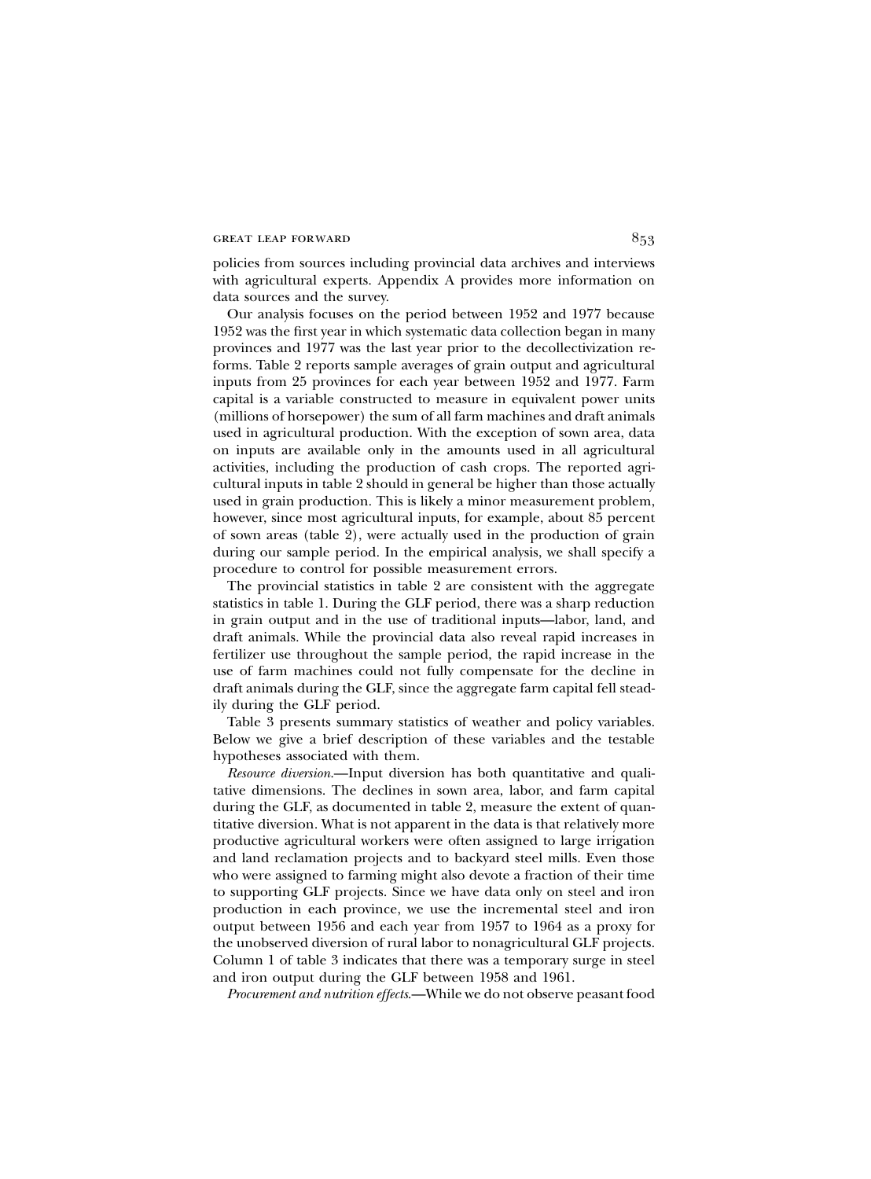policies from sources including provincial data archives and interviews with agricultural experts. Appendix A provides more information on data sources and the survey.

Our analysis focuses on the period between 1952 and 1977 because 1952 was the first year in which systematic data collection began in many provinces and 1977 was the last year prior to the decollectivization reforms. Table 2 reports sample averages of grain output and agricultural inputs from 25 provinces for each year between 1952 and 1977. Farm capital is a variable constructed to measure in equivalent power units (millions of horsepower) the sum of all farm machines and draft animals used in agricultural production. With the exception of sown area, data on inputs are available only in the amounts used in all agricultural activities, including the production of cash crops. The reported agricultural inputs in table 2 should in general be higher than those actually used in grain production. This is likely a minor measurement problem, however, since most agricultural inputs, for example, about 85 percent of sown areas (table 2), were actually used in the production of grain during our sample period. In the empirical analysis, we shall specify a procedure to control for possible measurement errors.

The provincial statistics in table 2 are consistent with the aggregate statistics in table 1. During the GLF period, there was a sharp reduction in grain output and in the use of traditional inputs—labor, land, and draft animals. While the provincial data also reveal rapid increases in fertilizer use throughout the sample period, the rapid increase in the use of farm machines could not fully compensate for the decline in draft animals during the GLF, since the aggregate farm capital fell steadily during the GLF period.

Table 3 presents summary statistics of weather and policy variables. Below we give a brief description of these variables and the testable hypotheses associated with them.

*Resource diversion.*—Input diversion has both quantitative and qualitative dimensions. The declines in sown area, labor, and farm capital during the GLF, as documented in table 2, measure the extent of quantitative diversion. What is not apparent in the data is that relatively more productive agricultural workers were often assigned to large irrigation and land reclamation projects and to backyard steel mills. Even those who were assigned to farming might also devote a fraction of their time to supporting GLF projects. Since we have data only on steel and iron production in each province, we use the incremental steel and iron output between 1956 and each year from 1957 to 1964 as a proxy for the unobserved diversion of rural labor to nonagricultural GLF projects. Column 1 of table 3 indicates that there was a temporary surge in steel and iron output during the GLF between 1958 and 1961.

*Procurement and nutrition effects.*—While we do not observe peasant food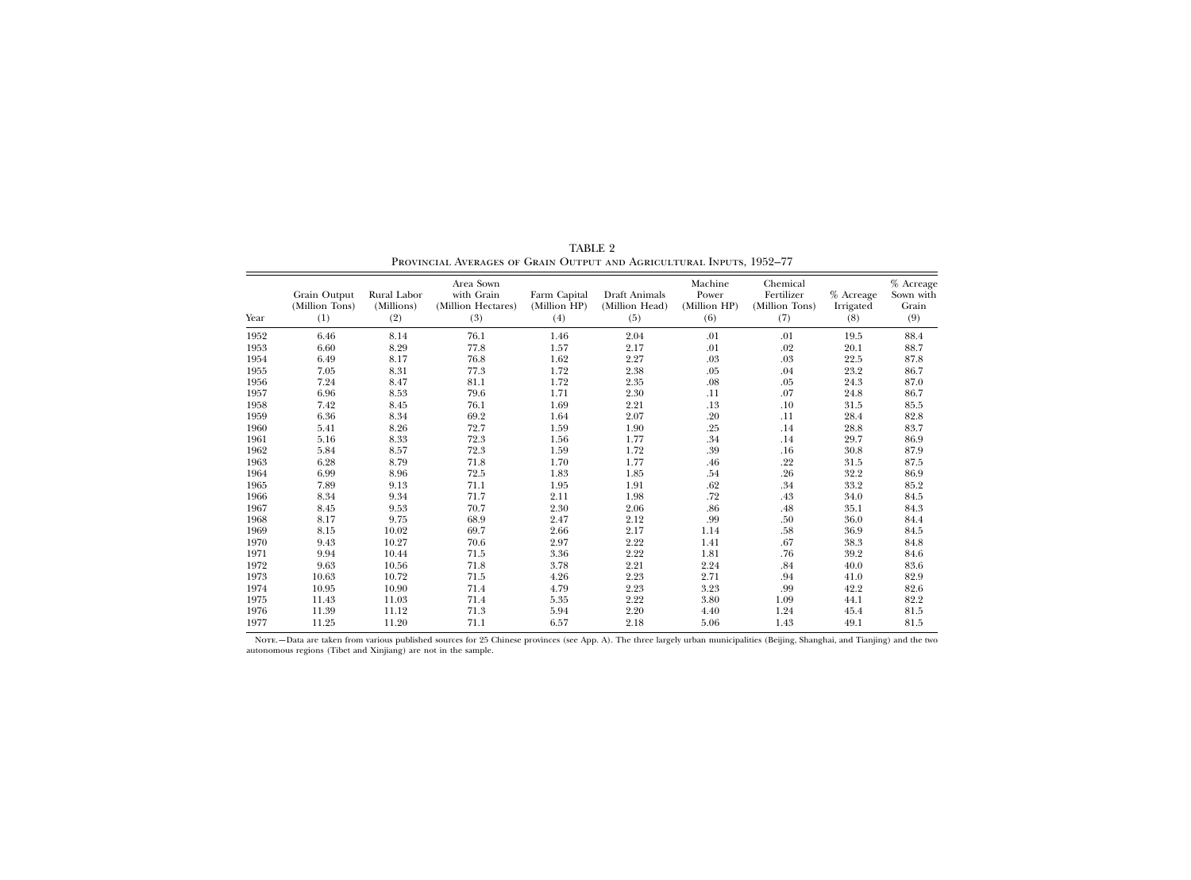TABLE 2

Provincial Averages of Grain Output and Agricultural Inputs, 1952–77

| Year | Grain Output (Million Tons) (1) | Rural Labor (Millions) (2) | Area Sown with Grain (Million Hectares) (3) | Farm Capital (Million HP) (4) | Draft Animals (Million Head) (5) | Machine Power (Million HP) (6) | Chemical Fertilizer (Million Tons) (7) | % Acreage Irrigated (8) | % Acreage Sown with Grain (9) |
|---|---|---|---|---|---|---|---|---|---|
| 1952 | 6.46 | 8.14 | 76.1 | 1.46 | 2.04 | .01 | .01 | 19.5 | 88.4 |
| 1953 | 6.60 | 8.29 | 77.8 | 1.57 | 2.17 | .01 | .02 | 20.1 | 88.7 |
| 1954 | 6.49 | 8.17 | 76.8 | 1.62 | 2.27 | .03 | .03 | 22.5 | 87.8 |
| 1955 | 7.05 | 8.31 | 77.3 | 1.72 | 2.38 | .05 | .04 | 23.2 | 86.7 |
| 1956 | 7.24 | 8.47 | 81.1 | 1.72 | 2.35 | .08 | .05 | 24.3 | 87.0 |
| 1957 | 6.96 | 8.53 | 79.6 | 1.71 | 2.30 | .11 | .07 | 24.8 | 86.7 |
| 1958 | 7.42 | 8.45 | 76.1 | 1.69 | 2.21 | .13 | .10 | 31.5 | 85.5 |
| 1959 | 6.36 | 8.34 | 69.2 | 1.64 | 2.07 | .20 | .11 | 28.4 | 82.8 |
| 1960 | 5.41 | 8.26 | 72.7 | 1.59 | 1.90 | .25 | .14 | 28.8 | 83.7 |
| 1961 | 5.16 | 8.33 | 72.3 | 1.56 | 1.77 | .34 | .14 | 29.7 | 86.9 |
| 1962 | 5.84 | 8.57 | 72.3 | 1.59 | 1.72 | .39 | .16 | 30.8 | 87.9 |
| 1963 | 6.28 | 8.79 | 71.8 | 1.70 | 1.77 | .46 | .22 | 31.5 | 87.5 |
| 1964 | 6.99 | 8.96 | 72.5 | 1.83 | 1.85 | .54 | .26 | 32.2 | 86.9 |
| 1965 | 7.89 | 9.13 | 71.1 | 1.95 | 1.91 | .62 | .34 | 33.2 | 85.2 |
| 1966 | 8.34 | 9.34 | 71.7 | 2.11 | 1.98 | .72 | .43 | 34.0 | 84.5 |
| 1967 | 8.45 | 9.53 | 70.7 | 2.30 | 2.06 | .86 | .48 | 35.1 | 84.3 |
| 1968 | 8.17 | 9.75 | 68.9 | 2.47 | 2.12 | .99 | .50 | 36.0 | 84.4 |
| 1969 | 8.15 | 10.02 | 69.7 | 2.66 | 2.17 | 1.14 | .58 | 36.9 | 84.5 |
| 1970 | 9.43 | 10.27 | 70.6 | 2.97 | 2.22 | 1.41 | .67 | 38.3 | 84.8 |
| 1971 | 9.94 | 10.44 | 71.5 | 3.36 | 2.22 | 1.81 | .76 | 39.2 | 84.6 |
| 1972 | 9.63 | 10.56 | 71.8 | 3.78 | 2.21 | 2.24 | .84 | 40.0 | 83.6 |
| 1973 | 10.63 | 10.72 | 71.5 | 4.26 | 2.23 | 2.71 | .94 | 41.0 | 82.9 |
| 1974 | 10.95 | 10.90 | 71.4 | 4.79 | 2.23 | 3.23 | .99 | 42.2 | 82.6 |
| 1975 | 11.43 | 11.03 | 71.4 | 5.35 | 2.22 | 3.80 | 1.09 | 44.1 | 82.2 |
| 1976 | 11.39 | 11.12 | 71.3 | 5.94 | 2.20 | 4.40 | 1.24 | 45.4 | 81.5 |
| 1977 | 11.25 | 11.20 | 71.1 | 6.57 | 2.18 | 5.06 | 1.43 | 49.1 | 81.5 |

Note.—Data are taken from various published sources for 25 Chinese provinces (see App. A). The three largely urban municipalities (Beijing, Shanghai, and Tianjing) and the two autonomous regions (Tibet and Xinjiang) are not in the sample.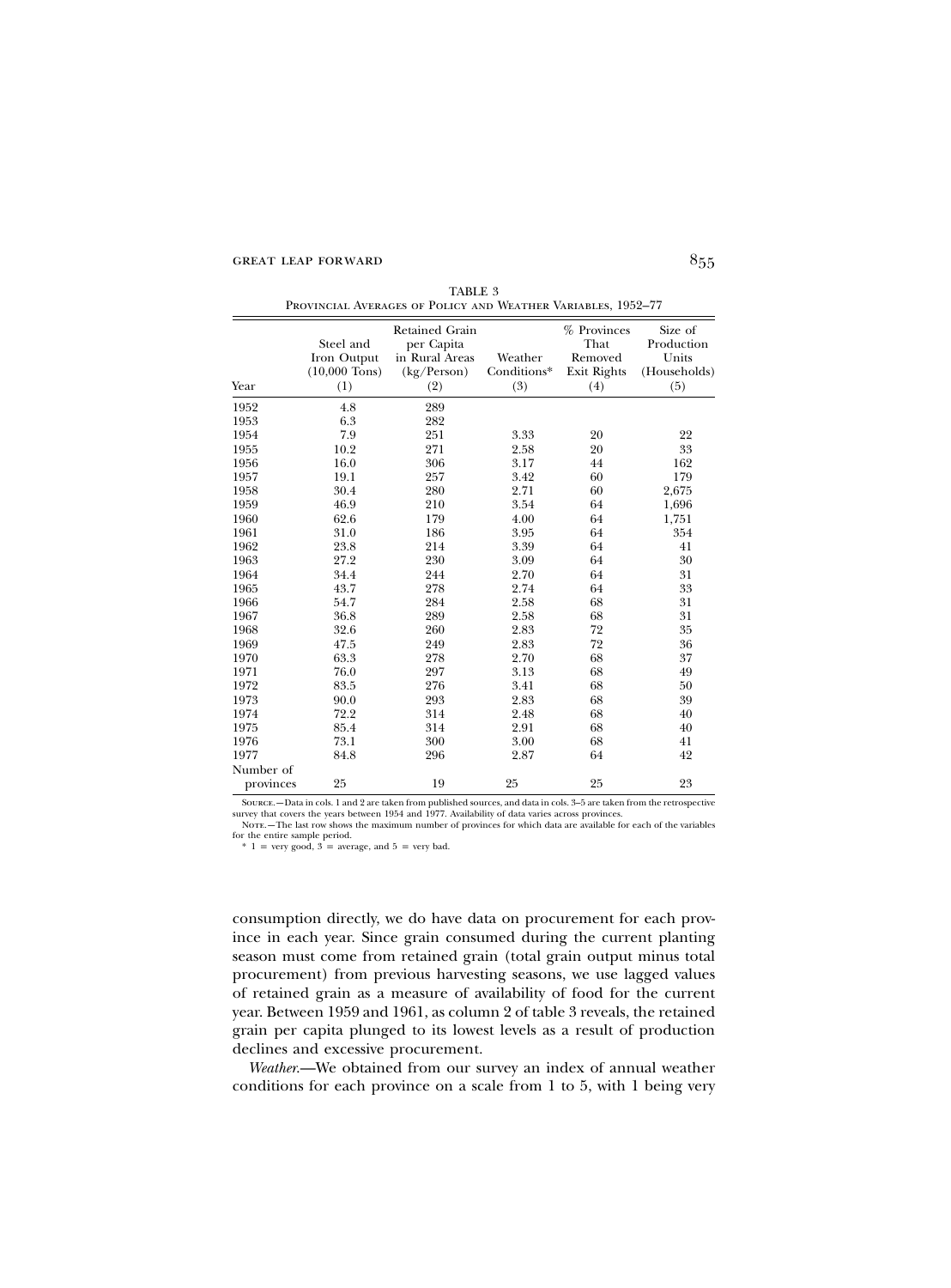TABLE 3

Provincial Averages of Policy and Weather Variables, 1952–77

| Year | Steel and Iron Output (10,000 Tons) (1) | Retained Grain per Capita in Rural Areas (kg/Person) (2) | Weather Conditions* (3) | % Provinces That Removed Exit Rights (4) | Size of Production Units (Households) (5) |
|---|---|---|---|---|---|
| 1952 | 4.8 | 289 | | | |
| 1953 | 6.3 | 282 | | | |
| 1954 | 7.9 | 251 | 3.33 | 20 | 22 |
| 1955 | 10.2 | 271 | 2.58 | 20 | 33 |
| 1956 | 16.0 | 306 | 3.17 | 44 | 162 |
| 1957 | 19.1 | 257 | 3.42 | 60 | 179 |
| 1958 | 30.4 | 280 | 2.71 | 60 | 2,675 |
| 1959 | 46.9 | 210 | 3.54 | 64 | 1,696 |
| 1960 | 62.6 | 179 | 4.00 | 64 | 1,751 |
| 1961 | 31.0 | 186 | 3.95 | 64 | 354 |
| 1962 | 23.8 | 214 | 3.39 | 64 | 41 |
| 1963 | 27.2 | 230 | 3.09 | 64 | 30 |
| 1964 | 34.4 | 244 | 2.70 | 64 | 31 |
| 1965 | 43.7 | 278 | 2.74 | 64 | 33 |
| 1966 | 54.7 | 284 | 2.58 | 68 | 31 |
| 1967 | 36.8 | 289 | 2.58 | 68 | 31 |
| 1968 | 32.6 | 260 | 2.83 | 72 | 35 |
| 1969 | 47.5 | 249 | 2.83 | 72 | 36 |
| 1970 | 63.3 | 278 | 2.70 | 68 | 37 |
| 1971 | 76.0 | 297 | 3.13 | 68 | 49 |
| 1972 | 83.5 | 276 | 3.41 | 68 | 50 |
| 1973 | 90.0 | 293 | 2.83 | 68 | 39 |
| 1974 | 72.2 | 314 | 2.48 | 68 | 40 |
| 1975 | 85.4 | 314 | 2.91 | 68 | 40 |
| 1976 | 73.1 | 300 | 3.00 | 68 | 41 |
| 1977 | 84.8 | 296 | 2.87 | 64 | 42 |
| Number of provinces | 25 | 19 | 25 | 25 | 23 |

Source.—Data in cols. 1 and 2 are taken from published sources, and data in cols. 3–5 are taken from the retrospective survey that covers the years between 1954 and 1977. Availability of data varies across provinces.

Note.—The last row shows the maximum number of provinces for which data are available for each of the variables for the entire sample period.

\* 1 = very good, 3 = average, and 5 = very bad.

consumption directly, we do have data on procurement for each province in each year. Since grain consumed during the current planting season must come from retained grain (total grain output minus total procurement) from previous harvesting seasons, we use lagged values of retained grain as a measure of availability of food for the current year. Between 1959 and 1961, as column 2 of table 3 reveals, the retained grain per capita plunged to its lowest levels as a result of production declines and excessive procurement.

*Weather.*—We obtained from our survey an index of annual weather conditions for each province on a scale from 1 to 5, with 1 being very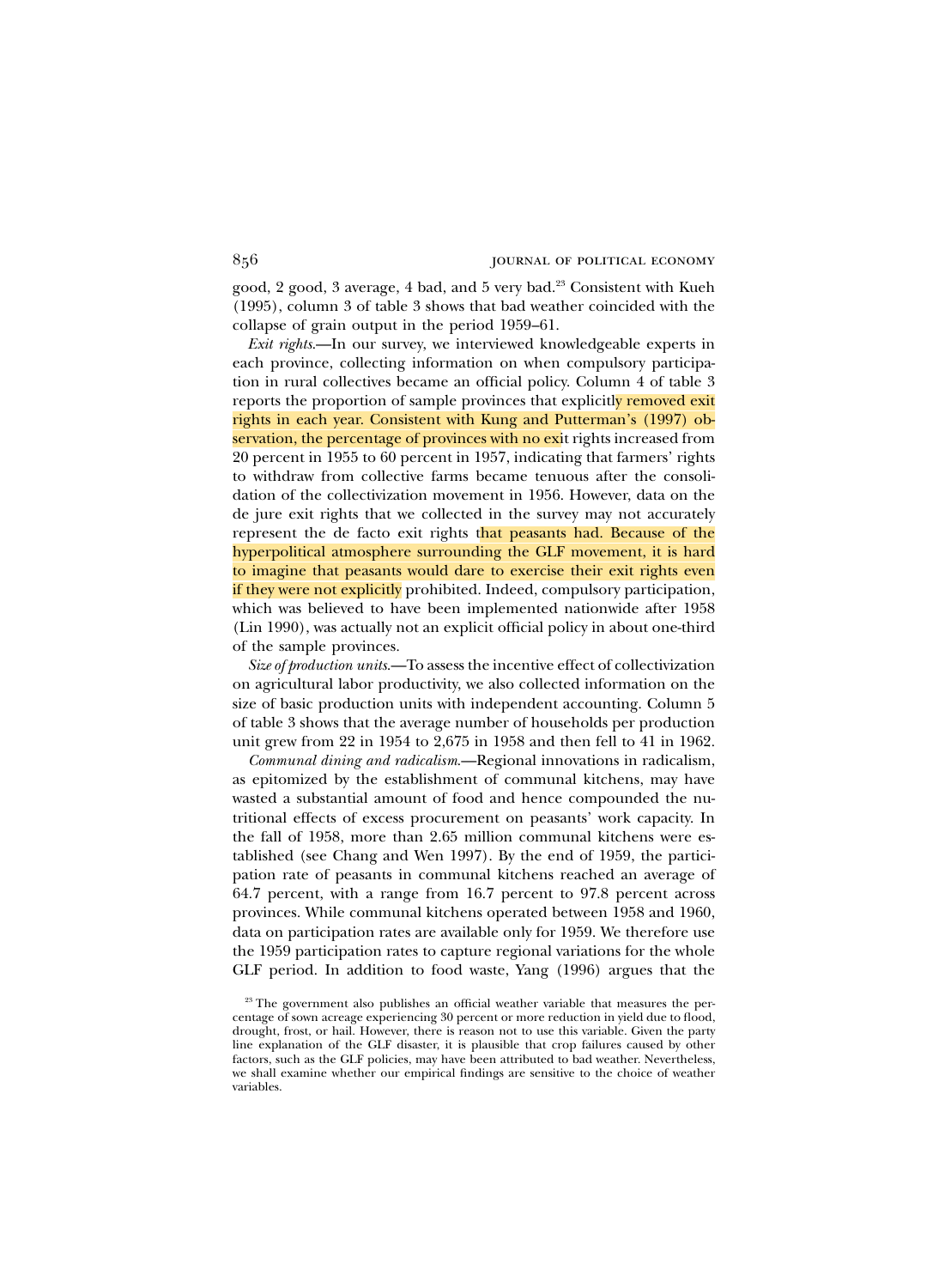good, 2 good, 3 average, 4 bad, and 5 very bad.[23] Consistent with Kueh (1995), column 3 of table 3 shows that bad weather coincided with the collapse of grain output in the period 1959–61.

*Exit rights.*—In our survey, we interviewed knowledgeable experts in each province, collecting information on when compulsory participation in rural collectives became an official policy. Column 4 of table 3 reports the proportion of sample provinces that explicitly removed exit rights in each year. Consistent with Kung and Putterman's (1997) observation, the percentage of provinces with no exit rights increased from 20 percent in 1955 to 60 percent in 1957, indicating that farmers' rights to withdraw from collective farms became tenuous after the consolidation of the collectivization movement in 1956. However, data on the de jure exit rights that we collected in the survey may not accurately represent the de facto exit rights that peasants had. Because of the hyperpolitical atmosphere surrounding the GLF movement, it is hard to imagine that peasants would dare to exercise their exit rights even if they were not explicitly prohibited. Indeed, compulsory participation, which was believed to have been implemented nationwide after 1958 (Lin 1990), was actually not an explicit official policy in about one-third of the sample provinces.

*Size of production units.*—To assess the incentive effect of collectivization on agricultural labor productivity, we also collected information on the size of basic production units with independent accounting. Column 5 of table 3 shows that the average number of households per production unit grew from 22 in 1954 to 2,675 in 1958 and then fell to 41 in 1962.

*Communal dining and radicalism.*—Regional innovations in radicalism, as epitomized by the establishment of communal kitchens, may have wasted a substantial amount of food and hence compounded the nutritional effects of excess procurement on peasants' work capacity. In the fall of 1958, more than 2.65 million communal kitchens were established (see Chang and Wen 1997). By the end of 1959, the participation rate of peasants in communal kitchens reached an average of 64.7 percent, with a range from 16.7 percent to 97.8 percent across provinces. While communal kitchens operated between 1958 and 1960, data on participation rates are available only for 1959. We therefore use the 1959 participation rates to capture regional variations for the whole GLF period. In addition to food waste, Yang (1996) argues that the

[23] The government also publishes an official weather variable that measures the percentage of sown acreage experiencing 30 percent or more reduction in yield due to flood, drought, frost, or hail. However, there is reason not to use this variable. Given the party line explanation of the GLF disaster, it is plausible that crop failures caused by other factors, such as the GLF policies, may have been attributed to bad weather. Nevertheless, we shall examine whether our empirical findings are sensitive to the choice of weather variables.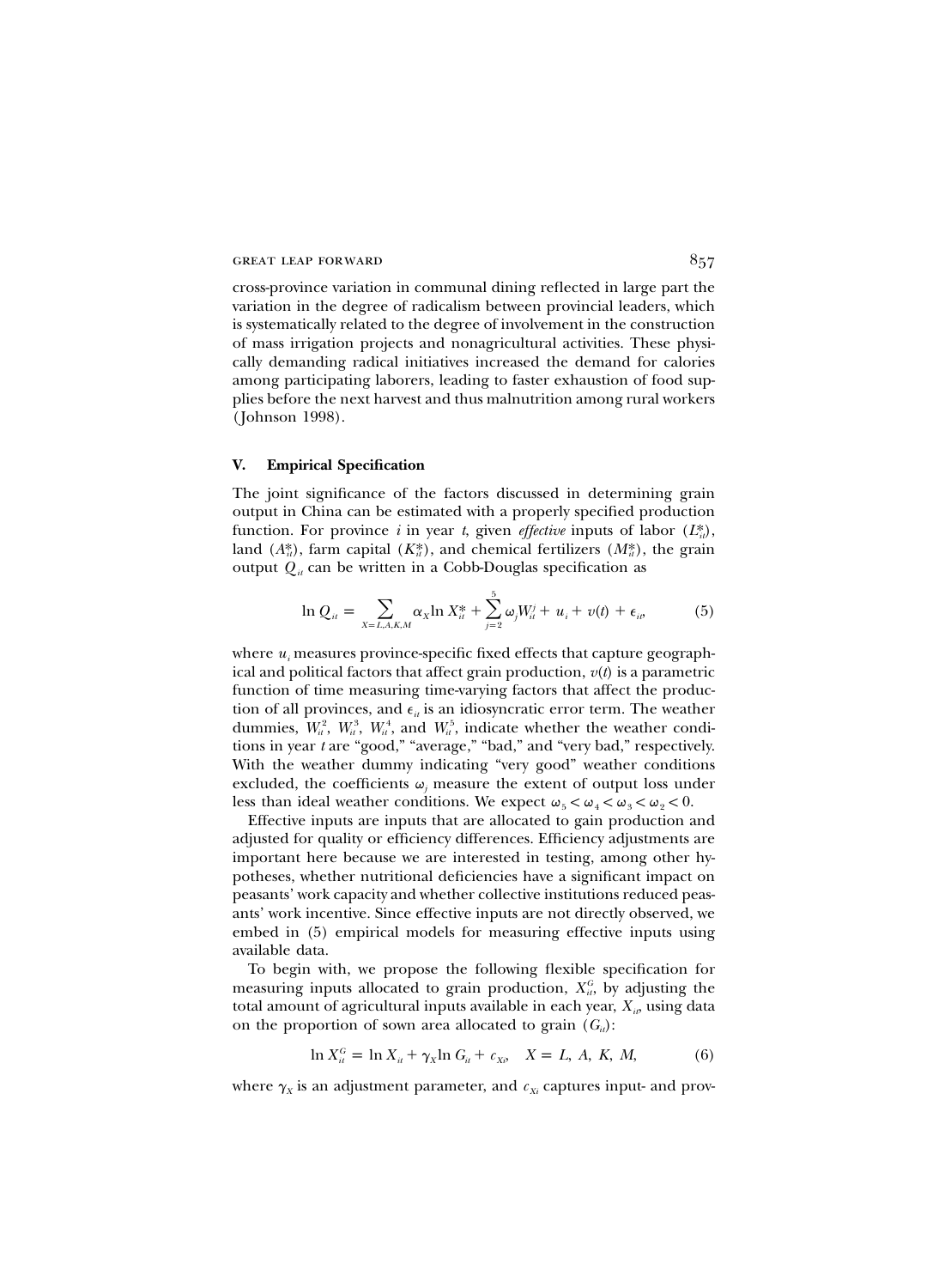cross-province variation in communal dining reflected in large part the variation in the degree of radicalism between provincial leaders, which is systematically related to the degree of involvement in the construction of mass irrigation projects and nonagricultural activities. These physically demanding radical initiatives increased the demand for calories among participating laborers, leading to faster exhaustion of food supplies before the next harvest and thus malnutrition among rural workers (Johnson 1998).

## V. Empirical Specification

The joint significance of the factors discussed in determining grain output in China can be estimated with a properly specified production function. For province $i$ in year $t$, given *effective* inputs of labor ($L^*_{it}$), land ($A^*_{it}$), farm capital ($K^*_{it}$), and chemical fertilizers ($M^*_{it}$), the grain output $Q_{it}$ can be written in a Cobb-Douglas specification as

$$\ln Q_{it} = \sum_{X=L,A,K,M} \alpha_X \ln X^*_{it} + \sum_{j=2}^{5} \omega_j W^j_{it} + u_i + v(t) + \epsilon_{it}, \qquad (5)$$

where $u_i$ measures province-specific fixed effects that capture geographical and political factors that affect grain production, $v(t)$ is a parametric function of time measuring time-varying factors that affect the production of all provinces, and $\epsilon_{it}$ is an idiosyncratic error term. The weather dummies, $W^2_{it}$, $W^3_{it}$, $W^4_{it}$, and $W^5_{it}$, indicate whether the weather conditions in year $t$ are "good," "average," "bad," and "very bad," respectively. With the weather dummy indicating "very good" weather conditions excluded, the coefficients $\omega_j$ measure the extent of output loss under less than ideal weather conditions. We expect $\omega_5 < \omega_4 < \omega_3 < \omega_2 < 0$.

Effective inputs are inputs that are allocated to gain production and adjusted for quality or efficiency differences. Efficiency adjustments are important here because we are interested in testing, among other hypotheses, whether nutritional deficiencies have a significant impact on peasants' work capacity and whether collective institutions reduced peasants' work incentive. Since effective inputs are not directly observed, we embed in (5) empirical models for measuring effective inputs using available data.

To begin with, we propose the following flexible specification for measuring inputs allocated to grain production, $X^G_{it}$, by adjusting the total amount of agricultural inputs available in each year, $X_{it}$, using data on the proportion of sown area allocated to grain ($G_{it}$):

$$\ln X^G_{it} = \ln X_{it} + \gamma_X \ln G_{it} + c_{Xi}, \quad X = L, A, K, M, \qquad (6)$$

where $\gamma_X$ is an adjustment parameter, and $c_{Xi}$ captures input- and prov-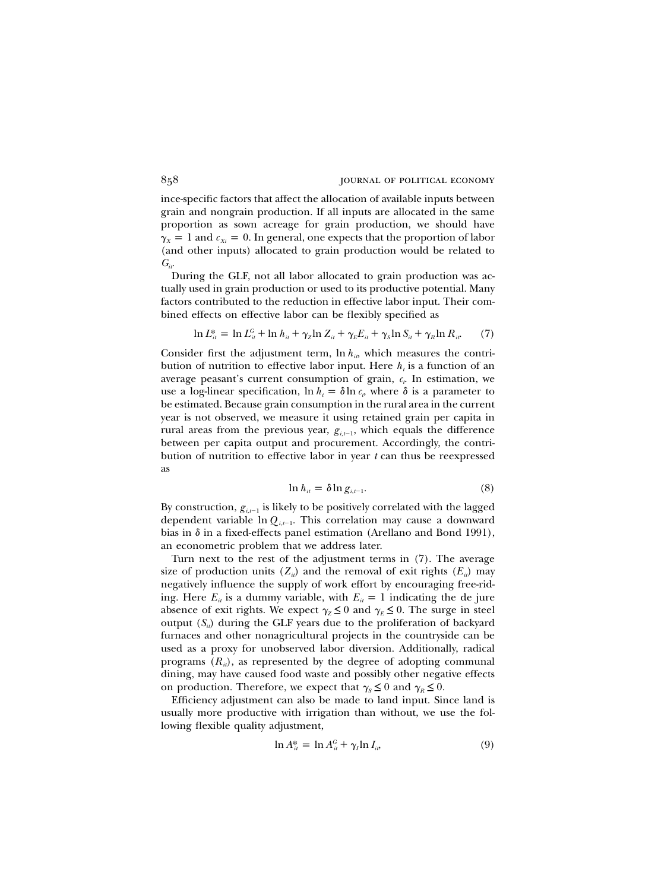ince-specific factors that affect the allocation of available inputs between grain and nongrain production. If all inputs are allocated in the same proportion as sown acreage for grain production, we should have $\gamma_X = 1$ and $c_{X_i} = 0$. In general, one expects that the proportion of labor (and other inputs) allocated to grain production would be related to $G_{it}$.

During the GLF, not all labor allocated to grain production was actually used in grain production or used to its productive potential. Many factors contributed to the reduction in effective labor input. Their combined effects on effective labor can be flexibly specified as

$$\ln L_{it}^{*} = \ln L_{it}^{G} + \ln h_{it} + \gamma_Z \ln Z_{it} + \gamma_E E_{it} + \gamma_S \ln S_{it} + \gamma_R \ln R_{it}. \quad (7)$$

Consider first the adjustment term, $\ln h_{it}$, which measures the contribution of nutrition to effective labor input. Here $h_t$ is a function of an average peasant's current consumption of grain, $c_t$. In estimation, we use a log-linear specification, $\ln h_t = \delta \ln c_t$, where $\delta$ is a parameter to be estimated. Because grain consumption in the rural area in the current year is not observed, we measure it using retained grain per capita in rural areas from the previous year, $g_{i,t-1}$, which equals the difference between per capita output and procurement. Accordingly, the contribution of nutrition to effective labor in year $t$ can thus be reexpressed as

$$\ln h_{it} = \delta \ln g_{i,t-1}. \quad (8)$$

By construction, $g_{i,t-1}$ is likely to be positively correlated with the lagged dependent variable $\ln Q_{i,t-1}$. This correlation may cause a downward bias in $\delta$ in a fixed-effects panel estimation (Arellano and Bond 1991), an econometric problem that we address later.

Turn next to the rest of the adjustment terms in (7). The average size of production units ($Z_{it}$) and the removal of exit rights ($E_{it}$) may negatively influence the supply of work effort by encouraging free-riding. Here $E_{it}$ is a dummy variable, with $E_{it} = 1$ indicating the de jure absence of exit rights. We expect $\gamma_Z \leq 0$ and $\gamma_E \leq 0$. The surge in steel output ($S_{it}$) during the GLF years due to the proliferation of backyard furnaces and other nonagricultural projects in the countryside can be used as a proxy for unobserved labor diversion. Additionally, radical programs ($R_{it}$), as represented by the degree of adopting communal dining, may have caused food waste and possibly other negative effects on production. Therefore, we expect that $\gamma_S \leq 0$ and $\gamma_R \leq 0$.

Efficiency adjustment can also be made to land input. Since land is usually more productive with irrigation than without, we use the following flexible quality adjustment,

$$\ln A_{it}^{*} = \ln A_{it}^{G} + \gamma_I \ln I_{it}, \quad (9)$$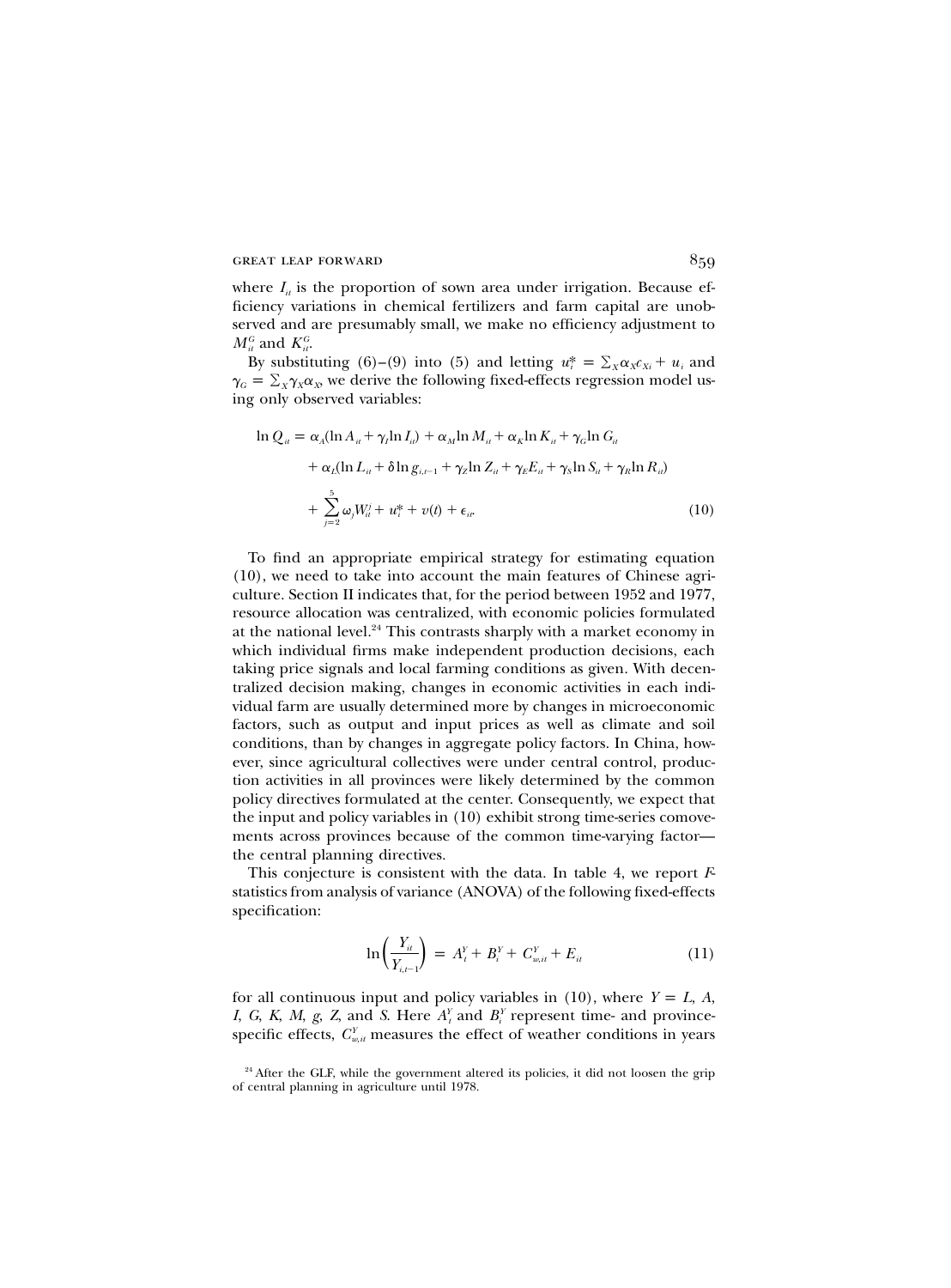where $I_{it}$ is the proportion of sown area under irrigation. Because efficiency variations in chemical fertilizers and farm capital are unobserved and are presumably small, we make no efficiency adjustment to $M_{it}^{G}$ and $K_{it}^{G}$.

By substituting (6)–(9) into (5) and letting $u_i^* = \sum_X \alpha_X c_{Xi} + u_i$ and $\gamma_G = \sum_X \gamma_X \alpha_X$, we derive the following fixed-effects regression model using only observed variables:

$$
\begin{aligned}
\ln Q_{it} = {} & \alpha_A(\ln A_{it} + \gamma_I \ln I_{it}) + \alpha_M \ln M_{it} + \alpha_K \ln K_{it} + \gamma_G \ln G_{it} \\
& + \alpha_L(\ln L_{it} + \delta \ln g_{i,t-1} + \gamma_Z \ln Z_{it} + \gamma_E E_{it} + \gamma_S \ln S_{it} + \gamma_R \ln R_{it}) \\
& + \sum_{j=2}^{5} \omega_j W_{it}^{j} + u_i^* + v(t) + \epsilon_{it}.
\end{aligned}
\tag{10}
$$

To find an appropriate empirical strategy for estimating equation (10), we need to take into account the main features of Chinese agriculture. Section II indicates that, for the period between 1952 and 1977, resource allocation was centralized, with economic policies formulated at the national level.[24] This contrasts sharply with a market economy in which individual firms make independent production decisions, each taking price signals and local farming conditions as given. With decentralized decision making, changes in economic activities in each individual farm are usually determined more by changes in microeconomic factors, such as output and input prices as well as climate and soil conditions, than by changes in aggregate policy factors. In China, however, since agricultural collectives were under central control, production activities in all provinces were likely determined by the common policy directives formulated at the center. Consequently, we expect that the input and policy variables in (10) exhibit strong time-series comovements across provinces because of the common time-varying factor—the central planning directives.

This conjecture is consistent with the data. In table 4, we report $F$-statistics from analysis of variance (ANOVA) of the following fixed-effects specification:

$$
\ln\left(\frac{Y_{it}}{Y_{i,t-1}}\right) = A_t^{Y} + B_i^{Y} + C_{w,it}^{Y} + E_{it}
\tag{11}
$$

for all continuous input and policy variables in (10), where $Y = L$, $A$, $I$, $G$, $K$, $M$, $g$, $Z$, and $S$. Here $A_t^{Y}$ and $B_i^{Y}$ represent time- and province-specific effects, $C_{w,it}^{Y}$ measures the effect of weather conditions in years

[24] After the GLF, while the government altered its policies, it did not loosen the grip of central planning in agriculture until 1978.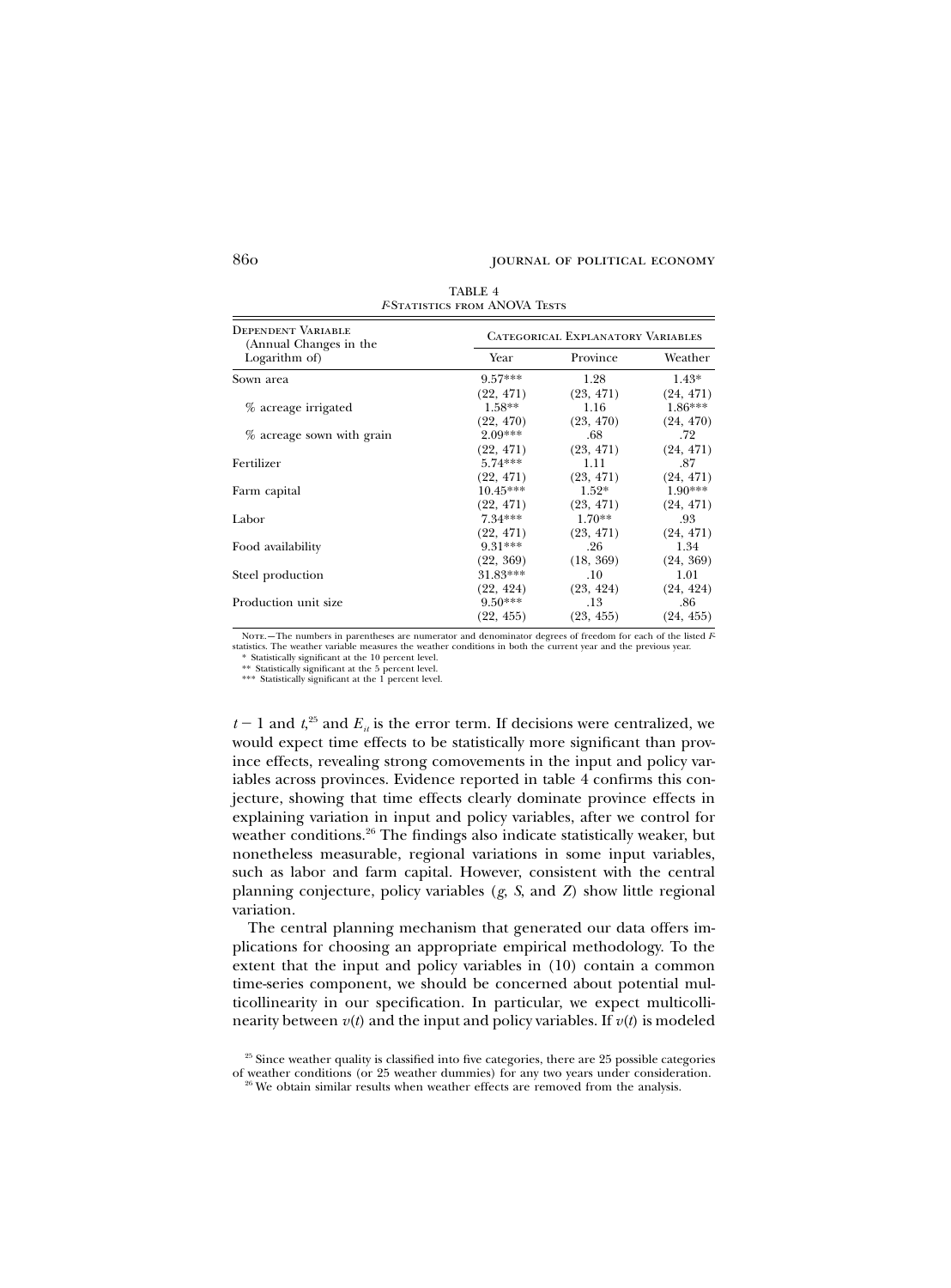TABLE 4

*F*-Statistics from ANOVA Tests

| Dependent Variable (Annual Changes in the Logarithm of) | Categorical Explanatory Variables | | |
|---|---|---|---|
| | Year | Province | Weather |
| Sown area | 9.57*** | 1.28 | 1.43* |
| | (22, 471) | (23, 471) | (24, 471) |
| % acreage irrigated | 1.58** | 1.16 | 1.86*** |
| | (22, 470) | (23, 470) | (24, 470) |
| % acreage sown with grain | 2.09*** | .68 | .72 |
| | (22, 471) | (23, 471) | (24, 471) |
| Fertilizer | 5.74*** | 1.11 | .87 |
| | (22, 471) | (23, 471) | (24, 471) |
| Farm capital | 10.45*** | 1.52* | 1.90*** |
| | (22, 471) | (23, 471) | (24, 471) |
| Labor | 7.34*** | 1.70** | .93 |
| | (22, 471) | (23, 471) | (24, 471) |
| Food availability | 9.31*** | .26 | 1.34 |
| | (22, 369) | (18, 369) | (24, 369) |
| Steel production | 31.83*** | .10 | 1.01 |
| | (22, 424) | (23, 424) | (24, 424) |
| Production unit size | 9.50*** | .13 | .86 |
| | (22, 455) | (23, 455) | (24, 455) |

Note.—The numbers in parentheses are numerator and denominator degrees of freedom for each of the listed *F*-statistics. The weather variable measures the weather conditions in both the current year and the previous year.

\* Statistically significant at the 10 percent level.

\*\* Statistically significant at the 5 percent level.

\*\*\* Statistically significant at the 1 percent level.

$t-1$ and $t$,[25] and $E_{it}$ is the error term. If decisions were centralized, we would expect time effects to be statistically more significant than province effects, revealing strong comovements in the input and policy variables across provinces. Evidence reported in table 4 confirms this conjecture, showing that time effects clearly dominate province effects in explaining variation in input and policy variables, after we control for weather conditions.[26] The findings also indicate statistically weaker, but nonetheless measurable, regional variations in some input variables, such as labor and farm capital. However, consistent with the central planning conjecture, policy variables ($g$, $S$, and $Z$) show little regional variation.

The central planning mechanism that generated our data offers implications for choosing an appropriate empirical methodology. To the extent that the input and policy variables in (10) contain a common time-series component, we should be concerned about potential multicollinearity in our specification. In particular, we expect multicollinearity between $v(t)$ and the input and policy variables. If $v(t)$ is modeled

[25] Since weather quality is classified into five categories, there are 25 possible categories of weather conditions (or 25 weather dummies) for any two years under consideration.

[26] We obtain similar results when weather effects are removed from the analysis.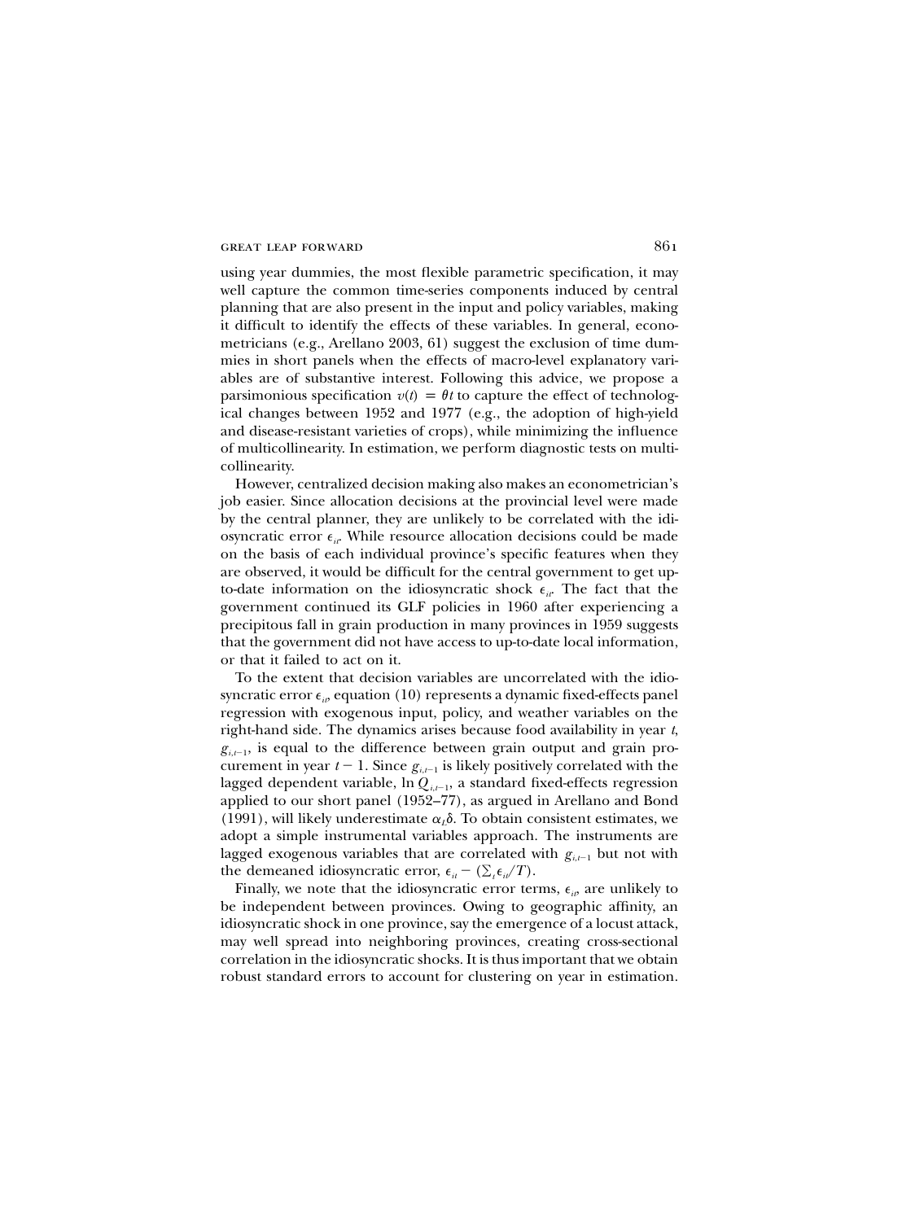using year dummies, the most flexible parametric specification, it may well capture the common time-series components induced by central planning that are also present in the input and policy variables, making it difficult to identify the effects of these variables. In general, econometricians (e.g., Arellano 2003, 61) suggest the exclusion of time dummies in short panels when the effects of macro-level explanatory variables are of substantive interest. Following this advice, we propose a parsimonious specification $v(t) = \theta t$ to capture the effect of technological changes between 1952 and 1977 (e.g., the adoption of high-yield and disease-resistant varieties of crops), while minimizing the influence of multicollinearity. In estimation, we perform diagnostic tests on multicollinearity.

However, centralized decision making also makes an econometrician's job easier. Since allocation decisions at the provincial level were made by the central planner, they are unlikely to be correlated with the idiosyncratic error $\epsilon_{it}$. While resource allocation decisions could be made on the basis of each individual province's specific features when they are observed, it would be difficult for the central government to get up-to-date information on the idiosyncratic shock $\epsilon_{it}$. The fact that the government continued its GLF policies in 1960 after experiencing a precipitous fall in grain production in many provinces in 1959 suggests that the government did not have access to up-to-date local information, or that it failed to act on it.

To the extent that decision variables are uncorrelated with the idiosyncratic error $\epsilon_{it}$, equation (10) represents a dynamic fixed-effects panel regression with exogenous input, policy, and weather variables on the right-hand side. The dynamics arises because food availability in year $t$, $g_{i,t-1}$, is equal to the difference between grain output and grain procurement in year $t-1$. Since $g_{i,t-1}$ is likely positively correlated with the lagged dependent variable, $\ln Q_{i,t-1}$, a standard fixed-effects regression applied to our short panel (1952–77), as argued in Arellano and Bond (1991), will likely underestimate $\alpha_l \delta$. To obtain consistent estimates, we adopt a simple instrumental variables approach. The instruments are lagged exogenous variables that are correlated with $g_{i,t-1}$ but not with the demeaned idiosyncratic error, $\epsilon_{it} - (\sum_t \epsilon_{it}/T)$.

Finally, we note that the idiosyncratic error terms, $\epsilon_{it}$, are unlikely to be independent between provinces. Owing to geographic affinity, an idiosyncratic shock in one province, say the emergence of a locust attack, may well spread into neighboring provinces, creating cross-sectional correlation in the idiosyncratic shocks. It is thus important that we obtain robust standard errors to account for clustering on year in estimation.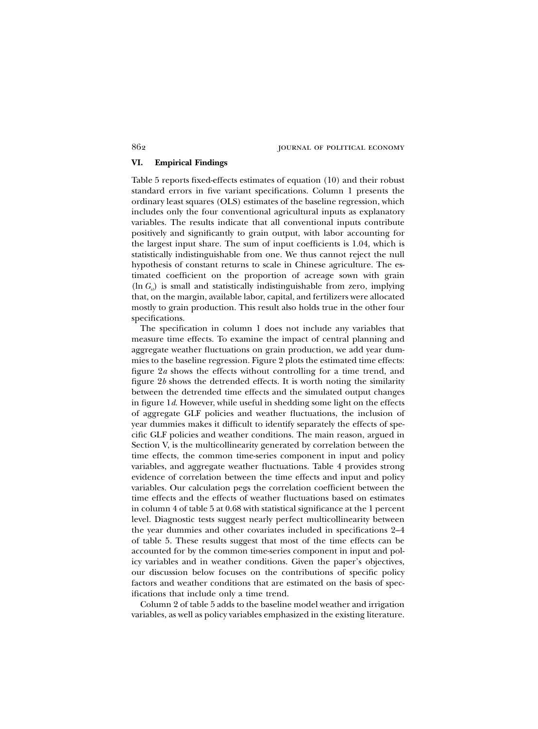## VI. Empirical Findings

Table 5 reports fixed-effects estimates of equation (10) and their robust standard errors in five variant specifications. Column 1 presents the ordinary least squares (OLS) estimates of the baseline regression, which includes only the four conventional agricultural inputs as explanatory variables. The results indicate that all conventional inputs contribute positively and significantly to grain output, with labor accounting for the largest input share. The sum of input coefficients is 1.04, which is statistically indistinguishable from one. We thus cannot reject the null hypothesis of constant returns to scale in Chinese agriculture. The estimated coefficient on the proportion of acreage sown with grain ($\ln G_{it}$) is small and statistically indistinguishable from zero, implying that, on the margin, available labor, capital, and fertilizers were allocated mostly to grain production. This result also holds true in the other four specifications.

The specification in column 1 does not include any variables that measure time effects. To examine the impact of central planning and aggregate weather fluctuations on grain production, we add year dummies to the baseline regression. Figure 2 plots the estimated time effects: figure 2*a* shows the effects without controlling for a time trend, and figure 2*b* shows the detrended effects. It is worth noting the similarity between the detrended time effects and the simulated output changes in figure 1*d*. However, while useful in shedding some light on the effects of aggregate GLF policies and weather fluctuations, the inclusion of year dummies makes it difficult to identify separately the effects of specific GLF policies and weather conditions. The main reason, argued in Section V, is the multicollinearity generated by correlation between the time effects, the common time-series component in input and policy variables, and aggregate weather fluctuations. Table 4 provides strong evidence of correlation between the time effects and input and policy variables. Our calculation pegs the correlation coefficient between the time effects and the effects of weather fluctuations based on estimates in column 4 of table 5 at 0.68 with statistical significance at the 1 percent level. Diagnostic tests suggest nearly perfect multicollinearity between the year dummies and other covariates included in specifications 2–4 of table 5. These results suggest that most of the time effects can be accounted for by the common time-series component in input and policy variables and in weather conditions. Given the paper's objectives, our discussion below focuses on the contributions of specific policy factors and weather conditions that are estimated on the basis of specifications that include only a time trend.

Column 2 of table 5 adds to the baseline model weather and irrigation variables, as well as policy variables emphasized in the existing literature.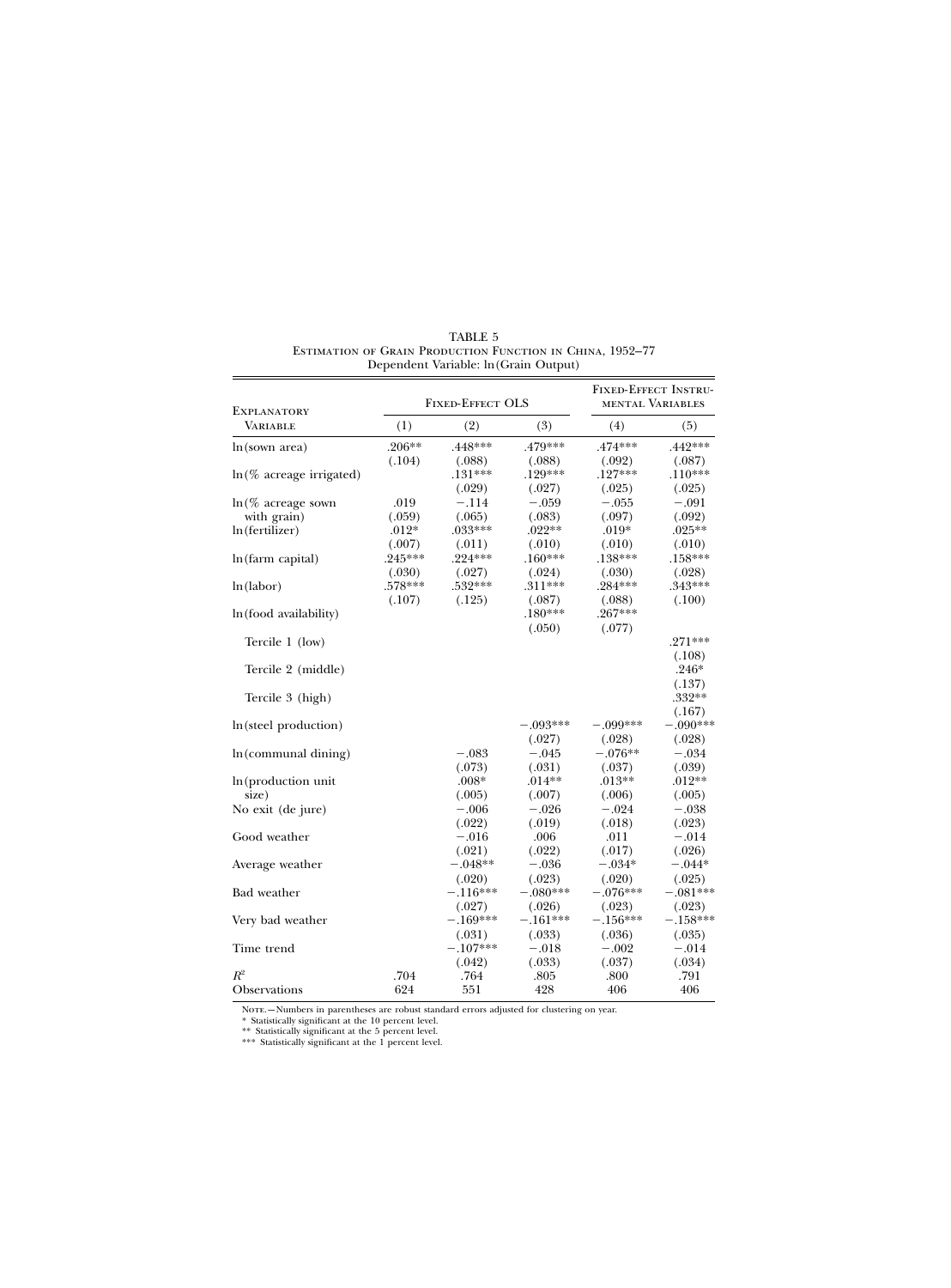TABLE 5
ESTIMATION OF GRAIN PRODUCTION FUNCTION IN CHINA, 1952–77
Dependent Variable: ln(Grain Output)

| EXPLANATORY VARIABLE | FIXED-EFFECT OLS | | | FIXED-EFFECT INSTRUMENTAL VARIABLES | |
|---|---|---|---|---|---|
| | (1) | (2) | (3) | (4) | (5) |
| ln(sown area) | .206** | .448*** | .479*** | .474*** | .442*** |
| | (.104) | (.088) | (.088) | (.092) | (.087) |
| ln(% acreage irrigated) | | .131*** | .129*** | .127*** | .110*** |
| | | (.029) | (.027) | (.025) | (.025) |
| ln(% acreage sown with grain) | .019 | −.114 | −.059 | −.055 | −.091 |
| | (.059) | (.065) | (.083) | (.097) | (.092) |
| ln(fertilizer) | .012* | .033*** | .022** | .019* | .025** |
| | (.007) | (.011) | (.010) | (.010) | (.010) |
| ln(farm capital) | .245*** | .224*** | .160*** | .138*** | .158*** |
| | (.030) | (.027) | (.024) | (.030) | (.028) |
| ln(labor) | .578*** | .532*** | .311*** | .284*** | .343*** |
| | (.107) | (.125) | (.087) | (.088) | (.100) |
| ln(food availability) | | | .180*** | .267*** | |
| | | | (.050) | (.077) | |
| Tercile 1 (low) | | | | | .271*** |
| | | | | | (.108) |
| Tercile 2 (middle) | | | | | .246* |
| | | | | | (.137) |
| Tercile 3 (high) | | | | | .332** |
| | | | | | (.167) |
| ln(steel production) | | | −.093*** | −.099*** | −.090*** |
| | | | (.027) | (.028) | (.028) |
| ln(communal dining) | | −.083 | −.045 | −.076** | −.034 |
| | | (.073) | (.031) | (.037) | (.039) |
| ln(production unit size) | | .008* | .014** | .013** | .012** |
| | | (.005) | (.007) | (.006) | (.005) |
| No exit (de jure) | | −.006 | −.026 | −.024 | −.038 |
| | | (.022) | (.019) | (.018) | (.023) |
| Good weather | | −.016 | .006 | .011 | −.014 |
| | | (.021) | (.022) | (.017) | (.026) |
| Average weather | | −.048** | −.036 | −.034* | −.044* |
| | | (.020) | (.023) | (.020) | (.025) |
| Bad weather | | −.116*** | −.080*** | −.076*** | −.081*** |
| | | (.027) | (.026) | (.023) | (.023) |
| Very bad weather | | −.169*** | −.161*** | −.156*** | −.158*** |
| | | (.031) | (.033) | (.036) | (.035) |
| Time trend | | −.107*** | −.018 | −.002 | −.014 |
| | | (.042) | (.033) | (.037) | (.034) |
| $R^2$ | .704 | .764 | .805 | .800 | .791 |
| Observations | 624 | 551 | 428 | 406 | 406 |

NOTE.—Numbers in parentheses are robust standard errors adjusted for clustering on year.
\* Statistically significant at the 10 percent level.
\*\* Statistically significant at the 5 percent level.
\*\*\* Statistically significant at the 1 percent level.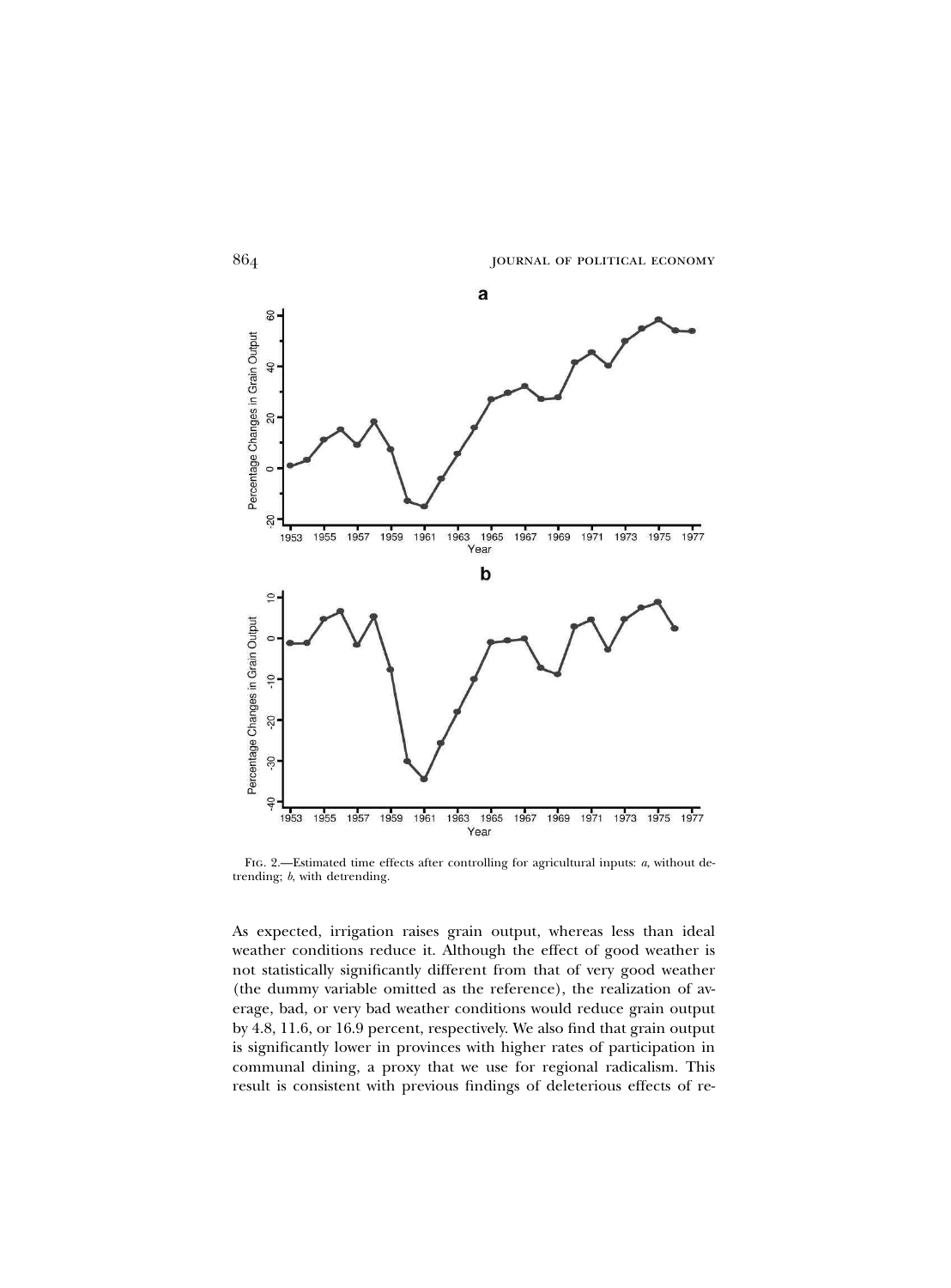Fig. 2.—Estimated time effects after controlling for agricultural inputs: *a*, without detrending; *b*, with detrending.

As expected, irrigation raises grain output, whereas less than ideal weather conditions reduce it. Although the effect of good weather is not statistically significantly different from that of very good weather (the dummy variable omitted as the reference), the realization of average, bad, or very bad weather conditions would reduce grain output by 4.8, 11.6, or 16.9 percent, respectively. We also find that grain output is significantly lower in provinces with higher rates of participation in communal dining, a proxy that we use for regional radicalism. This result is consistent with previous findings of deleterious effects of re-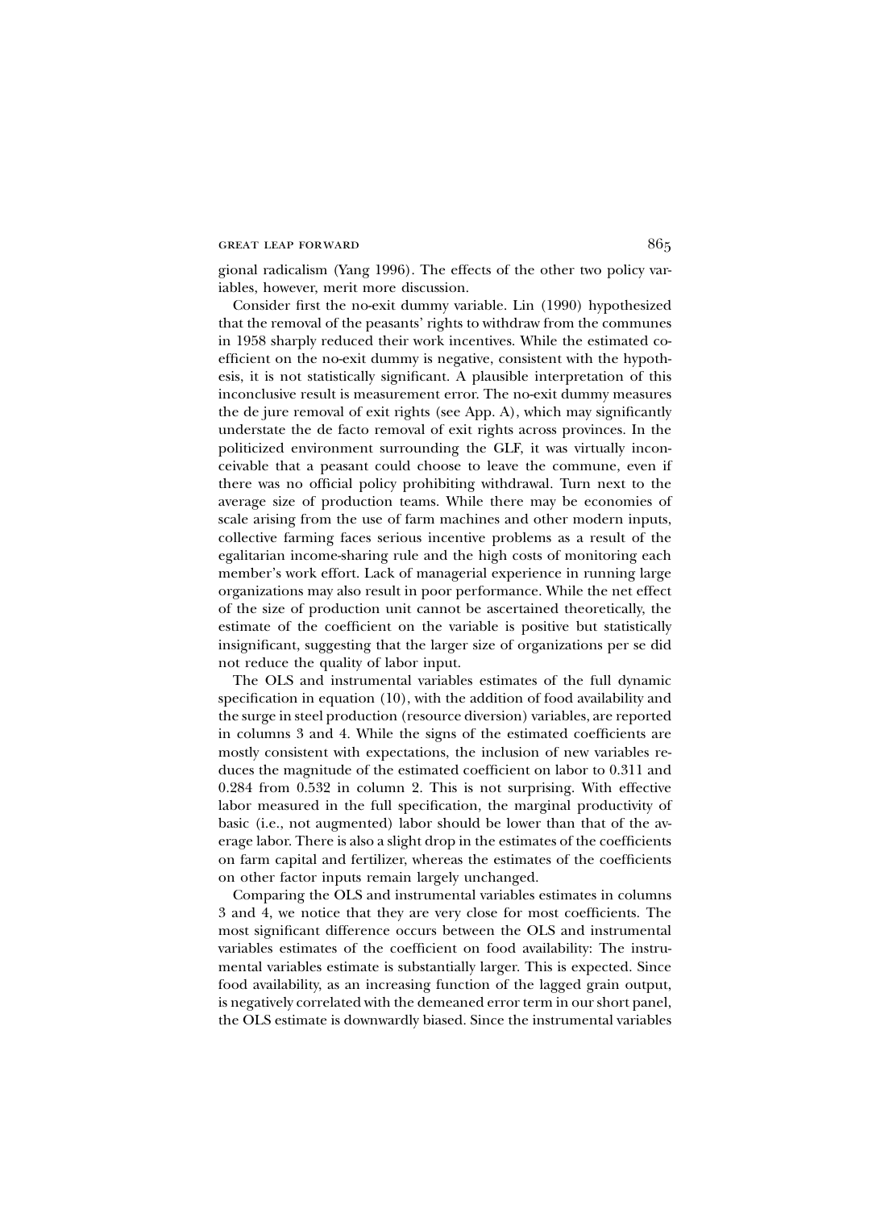gional radicalism (Yang 1996). The effects of the other two policy variables, however, merit more discussion.

Consider first the no-exit dummy variable. Lin (1990) hypothesized that the removal of the peasants' rights to withdraw from the communes in 1958 sharply reduced their work incentives. While the estimated coefficient on the no-exit dummy is negative, consistent with the hypothesis, it is not statistically significant. A plausible interpretation of this inconclusive result is measurement error. The no-exit dummy measures the de jure removal of exit rights (see App. A), which may significantly understate the de facto removal of exit rights across provinces. In the politicized environment surrounding the GLF, it was virtually inconceivable that a peasant could choose to leave the commune, even if there was no official policy prohibiting withdrawal. Turn next to the average size of production teams. While there may be economies of scale arising from the use of farm machines and other modern inputs, collective farming faces serious incentive problems as a result of the egalitarian income-sharing rule and the high costs of monitoring each member's work effort. Lack of managerial experience in running large organizations may also result in poor performance. While the net effect of the size of production unit cannot be ascertained theoretically, the estimate of the coefficient on the variable is positive but statistically insignificant, suggesting that the larger size of organizations per se did not reduce the quality of labor input.

The OLS and instrumental variables estimates of the full dynamic specification in equation (10), with the addition of food availability and the surge in steel production (resource diversion) variables, are reported in columns 3 and 4. While the signs of the estimated coefficients are mostly consistent with expectations, the inclusion of new variables reduces the magnitude of the estimated coefficient on labor to 0.311 and 0.284 from 0.532 in column 2. This is not surprising. With effective labor measured in the full specification, the marginal productivity of basic (i.e., not augmented) labor should be lower than that of the average labor. There is also a slight drop in the estimates of the coefficients on farm capital and fertilizer, whereas the estimates of the coefficients on other factor inputs remain largely unchanged.

Comparing the OLS and instrumental variables estimates in columns 3 and 4, we notice that they are very close for most coefficients. The most significant difference occurs between the OLS and instrumental variables estimates of the coefficient on food availability: The instrumental variables estimate is substantially larger. This is expected. Since food availability, as an increasing function of the lagged grain output, is negatively correlated with the demeaned error term in our short panel, the OLS estimate is downwardly biased. Since the instrumental variables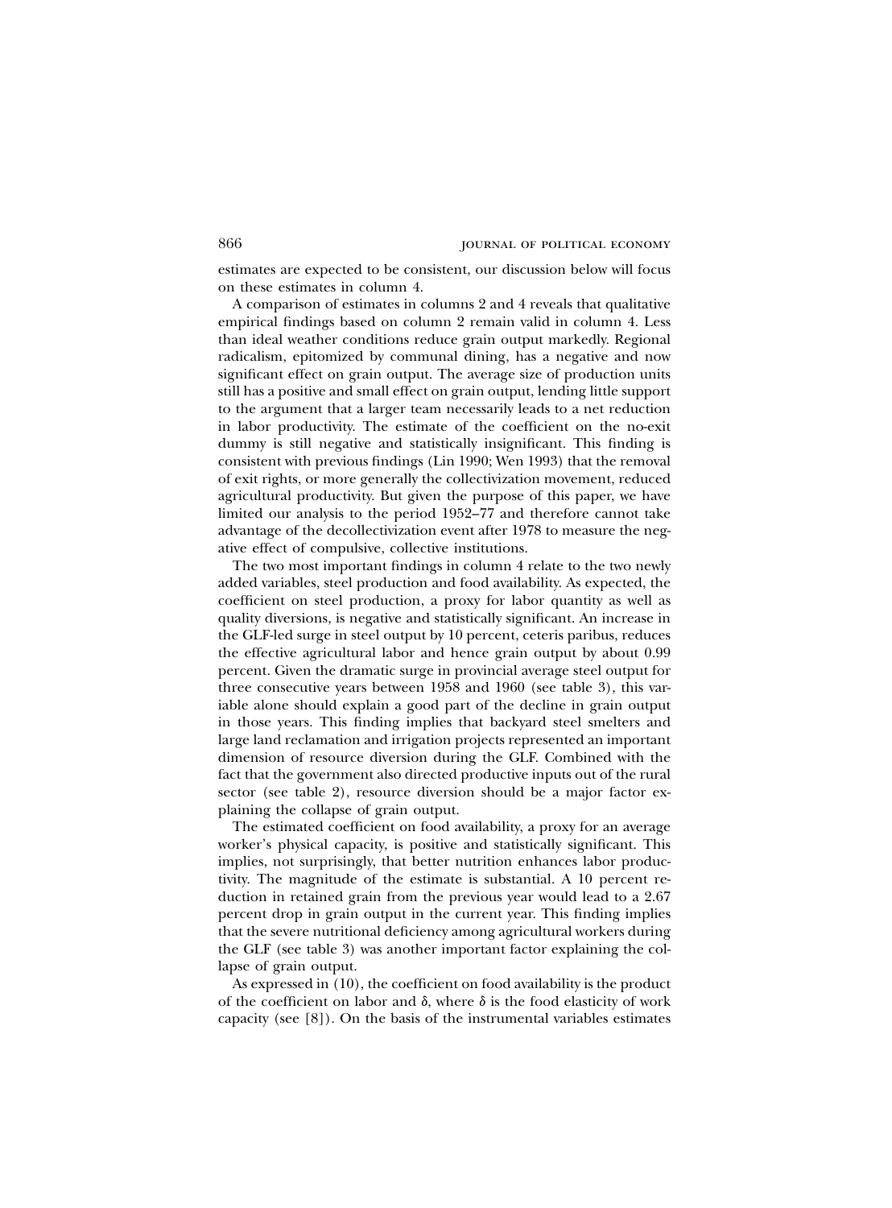estimates are expected to be consistent, our discussion below will focus on these estimates in column 4.

A comparison of estimates in columns 2 and 4 reveals that qualitative empirical findings based on column 2 remain valid in column 4. Less than ideal weather conditions reduce grain output markedly. Regional radicalism, epitomized by communal dining, has a negative and now significant effect on grain output. The average size of production units still has a positive and small effect on grain output, lending little support to the argument that a larger team necessarily leads to a net reduction in labor productivity. The estimate of the coefficient on the no-exit dummy is still negative and statistically insignificant. This finding is consistent with previous findings (Lin 1990; Wen 1993) that the removal of exit rights, or more generally the collectivization movement, reduced agricultural productivity. But given the purpose of this paper, we have limited our analysis to the period 1952–77 and therefore cannot take advantage of the decollectivization event after 1978 to measure the negative effect of compulsive, collective institutions.

The two most important findings in column 4 relate to the two newly added variables, steel production and food availability. As expected, the coefficient on steel production, a proxy for labor quantity as well as quality diversions, is negative and statistically significant. An increase in the GLF-led surge in steel output by 10 percent, ceteris paribus, reduces the effective agricultural labor and hence grain output by about 0.99 percent. Given the dramatic surge in provincial average steel output for three consecutive years between 1958 and 1960 (see table 3), this variable alone should explain a good part of the decline in grain output in those years. This finding implies that backyard steel smelters and large land reclamation and irrigation projects represented an important dimension of resource diversion during the GLF. Combined with the fact that the government also directed productive inputs out of the rural sector (see table 2), resource diversion should be a major factor explaining the collapse of grain output.

The estimated coefficient on food availability, a proxy for an average worker's physical capacity, is positive and statistically significant. This implies, not surprisingly, that better nutrition enhances labor productivity. The magnitude of the estimate is substantial. A 10 percent reduction in retained grain from the previous year would lead to a 2.67 percent drop in grain output in the current year. This finding implies that the severe nutritional deficiency among agricultural workers during the GLF (see table 3) was another important factor explaining the collapse of grain output.

As expressed in (10), the coefficient on food availability is the product of the coefficient on labor and $\delta$, where $\delta$ is the food elasticity of work capacity (see [8]). On the basis of the instrumental variables estimates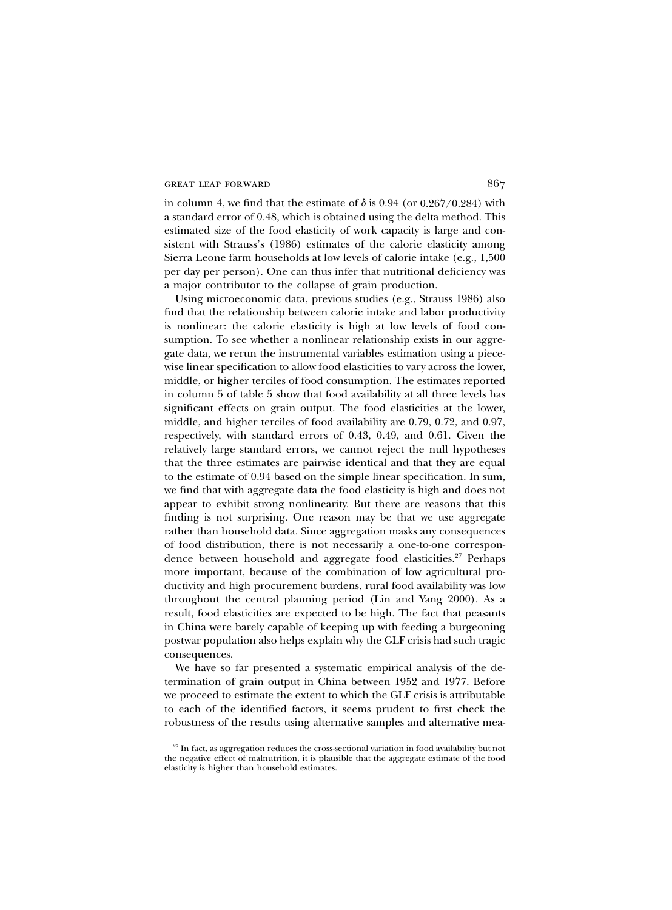in column 4, we find that the estimate of $\delta$ is 0.94 (or $0.267/0.284$) with a standard error of 0.48, which is obtained using the delta method. This estimated size of the food elasticity of work capacity is large and consistent with Strauss's (1986) estimates of the calorie elasticity among Sierra Leone farm households at low levels of calorie intake (e.g., 1,500 per day per person). One can thus infer that nutritional deficiency was a major contributor to the collapse of grain production.

Using microeconomic data, previous studies (e.g., Strauss 1986) also find that the relationship between calorie intake and labor productivity is nonlinear: the calorie elasticity is high at low levels of food consumption. To see whether a nonlinear relationship exists in our aggregate data, we rerun the instrumental variables estimation using a piecewise linear specification to allow food elasticities to vary across the lower, middle, or higher terciles of food consumption. The estimates reported in column 5 of table 5 show that food availability at all three levels has significant effects on grain output. The food elasticities at the lower, middle, and higher terciles of food availability are 0.79, 0.72, and 0.97, respectively, with standard errors of 0.43, 0.49, and 0.61. Given the relatively large standard errors, we cannot reject the null hypotheses that the three estimates are pairwise identical and that they are equal to the estimate of 0.94 based on the simple linear specification. In sum, we find that with aggregate data the food elasticity is high and does not appear to exhibit strong nonlinearity. But there are reasons that this finding is not surprising. One reason may be that we use aggregate rather than household data. Since aggregation masks any consequences of food distribution, there is not necessarily a one-to-one correspondence between household and aggregate food elasticities.[27] Perhaps more important, because of the combination of low agricultural productivity and high procurement burdens, rural food availability was low throughout the central planning period (Lin and Yang 2000). As a result, food elasticities are expected to be high. The fact that peasants in China were barely capable of keeping up with feeding a burgeoning postwar population also helps explain why the GLF crisis had such tragic consequences.

We have so far presented a systematic empirical analysis of the determination of grain output in China between 1952 and 1977. Before we proceed to estimate the extent to which the GLF crisis is attributable to each of the identified factors, it seems prudent to first check the robustness of the results using alternative samples and alternative mea-

[27] In fact, as aggregation reduces the cross-sectional variation in food availability but not the negative effect of malnutrition, it is plausible that the aggregate estimate of the food elasticity is higher than household estimates.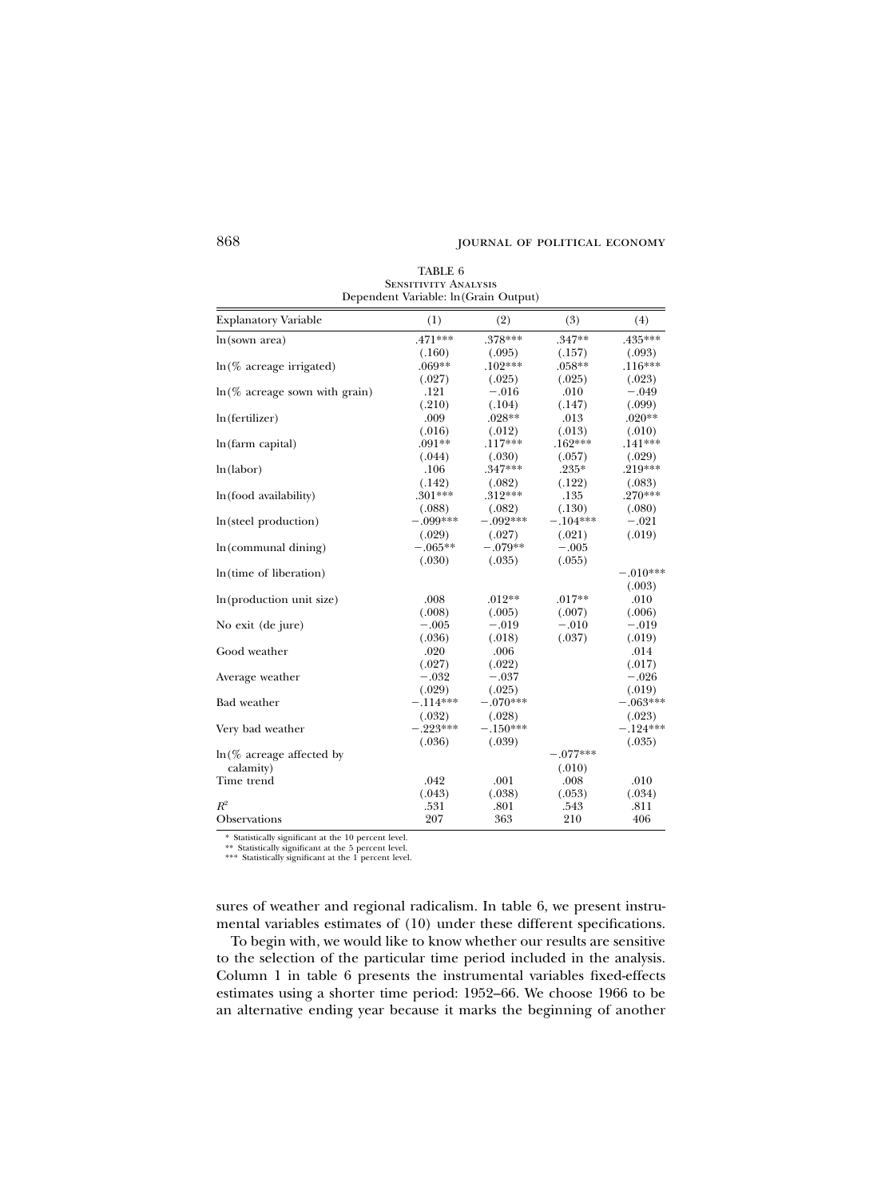TABLE 6
SENSITIVITY ANALYSIS
Dependent Variable: ln(Grain Output)

| Explanatory Variable | (1) | (2) | (3) | (4) |
|---|---|---|---|---|
| ln(sown area) | .471*** | .378*** | .347** | .435*** |
| | (.160) | (.095) | (.157) | (.093) |
| ln(% acreage irrigated) | .069** | .102*** | .058** | .116*** |
| | (.027) | (.025) | (.025) | (.023) |
| ln(% acreage sown with grain) | .121 | −.016 | .010 | −.049 |
| | (.210) | (.104) | (.147) | (.099) |
| ln(fertilizer) | .009 | .028** | .013 | .020** |
| | (.016) | (.012) | (.013) | (.010) |
| ln(farm capital) | .091** | .117*** | .162*** | .141*** |
| | (.044) | (.030) | (.057) | (.029) |
| ln(labor) | .106 | .347*** | .235* | .219*** |
| | (.142) | (.082) | (.122) | (.083) |
| ln(food availability) | .301*** | .312*** | .135 | .270*** |
| | (.088) | (.082) | (.130) | (.080) |
| ln(steel production) | −.099*** | −.092*** | −.104*** | −.021 |
| | (.029) | (.027) | (.021) | (.019) |
| ln(communal dining) | −.065** | −.079** | −.005 | |
| | (.030) | (.035) | (.055) | |
| ln(time of liberation) | | | | −.010*** |
| | | | | (.003) |
| ln(production unit size) | .008 | .012** | .017** | .010 |
| | (.008) | (.005) | (.007) | (.006) |
| No exit (de jure) | −.005 | −.019 | −.010 | −.019 |
| | (.036) | (.018) | (.037) | (.019) |
| Good weather | .020 | .006 | | .014 |
| | (.027) | (.022) | | (.017) |
| Average weather | −.032 | −.037 | | −.026 |
| | (.029) | (.025) | | (.019) |
| Bad weather | −.114*** | −.070*** | | −.063*** |
| | (.032) | (.028) | | (.023) |
| Very bad weather | −.223*** | −.150*** | | −.124*** |
| | (.036) | (.039) | | (.035) |
| ln(% acreage affected by calamity) | | | −.077*** | |
| | | | (.010) | |
| Time trend | .042 | .001 | .008 | .010 |
| | (.043) | (.038) | (.053) | (.034) |
| $R^2$ | .531 | .801 | .543 | .811 |
| Observations | 207 | 363 | 210 | 406 |

\* Statistically significant at the 10 percent level.
\*\* Statistically significant at the 5 percent level.
\*\*\* Statistically significant at the 1 percent level.

sures of weather and regional radicalism. In table 6, we present instrumental variables estimates of (10) under these different specifications.

To begin with, we would like to know whether our results are sensitive to the selection of the particular time period included in the analysis. Column 1 in table 6 presents the instrumental variables fixed-effects estimates using a shorter time period: 1952–66. We choose 1966 to be an alternative ending year because it marks the beginning of another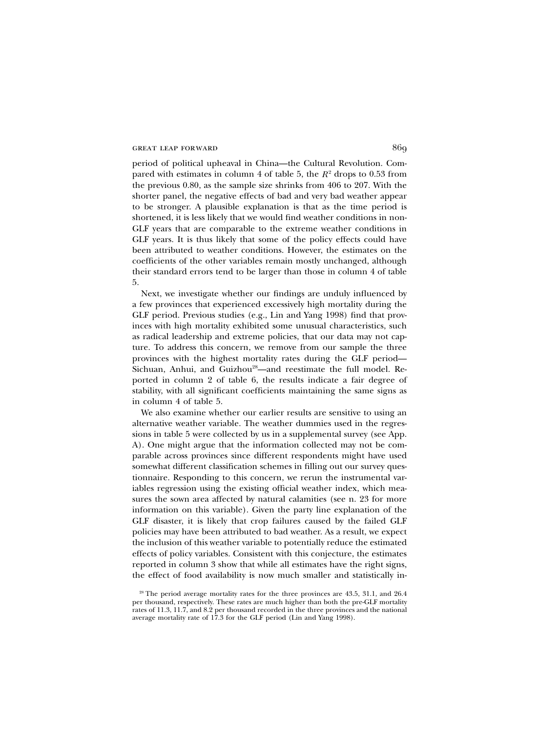period of political upheaval in China—the Cultural Revolution. Compared with estimates in column 4 of table 5, the $R^2$ drops to 0.53 from the previous 0.80, as the sample size shrinks from 406 to 207. With the shorter panel, the negative effects of bad and very bad weather appear to be stronger. A plausible explanation is that as the time period is shortened, it is less likely that we would find weather conditions in non-GLF years that are comparable to the extreme weather conditions in GLF years. It is thus likely that some of the policy effects could have been attributed to weather conditions. However, the estimates on the coefficients of the other variables remain mostly unchanged, although their standard errors tend to be larger than those in column 4 of table 5.

Next, we investigate whether our findings are unduly influenced by a few provinces that experienced excessively high mortality during the GLF period. Previous studies (e.g., Lin and Yang 1998) find that provinces with high mortality exhibited some unusual characteristics, such as radical leadership and extreme policies, that our data may not capture. To address this concern, we remove from our sample the three provinces with the highest mortality rates during the GLF period—Sichuan, Anhui, and Guizhou[28]—and reestimate the full model. Reported in column 2 of table 6, the results indicate a fair degree of stability, with all significant coefficients maintaining the same signs as in column 4 of table 5.

We also examine whether our earlier results are sensitive to using an alternative weather variable. The weather dummies used in the regressions in table 5 were collected by us in a supplemental survey (see App. A). One might argue that the information collected may not be comparable across provinces since different respondents might have used somewhat different classification schemes in filling out our survey questionnaire. Responding to this concern, we rerun the instrumental variables regression using the existing official weather index, which measures the sown area affected by natural calamities (see n. 23 for more information on this variable). Given the party line explanation of the GLF disaster, it is likely that crop failures caused by the failed GLF policies may have been attributed to bad weather. As a result, we expect the inclusion of this weather variable to potentially reduce the estimated effects of policy variables. Consistent with this conjecture, the estimates reported in column 3 show that while all estimates have the right signs, the effect of food availability is now much smaller and statistically in-

[28] The period average mortality rates for the three provinces are 43.5, 31.1, and 26.4 per thousand, respectively. These rates are much higher than both the pre-GLF mortality rates of 11.3, 11.7, and 8.2 per thousand recorded in the three provinces and the national average mortality rate of 17.3 for the GLF period (Lin and Yang 1998).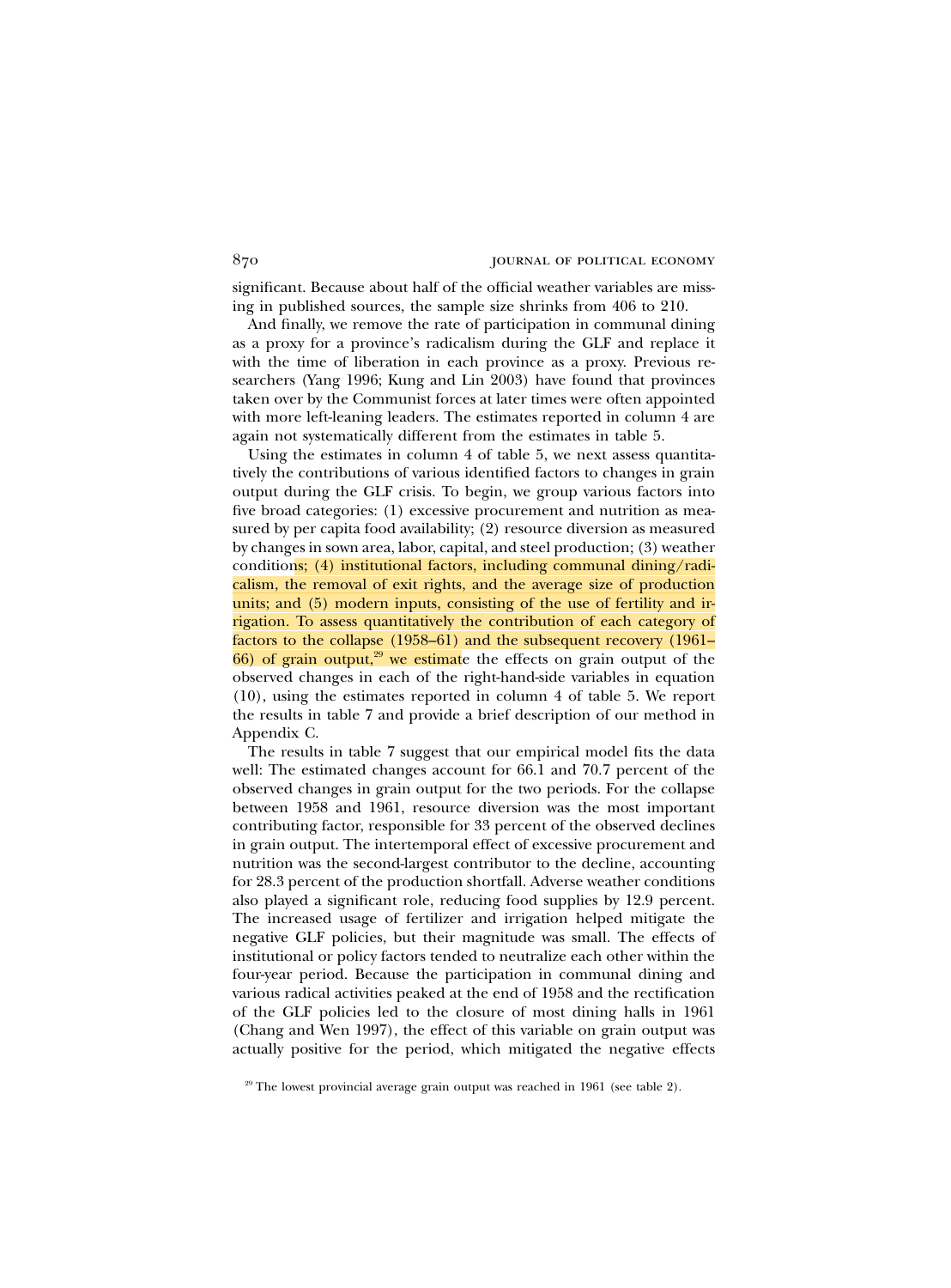significant. Because about half of the official weather variables are missing in published sources, the sample size shrinks from 406 to 210.

And finally, we remove the rate of participation in communal dining as a proxy for a province's radicalism during the GLF and replace it with the time of liberation in each province as a proxy. Previous researchers (Yang 1996; Kung and Lin 2003) have found that provinces taken over by the Communist forces at later times were often appointed with more left-leaning leaders. The estimates reported in column 4 are again not systematically different from the estimates in table 5.

Using the estimates in column 4 of table 5, we next assess quantitatively the contributions of various identified factors to changes in grain output during the GLF crisis. To begin, we group various factors into five broad categories: (1) excessive procurement and nutrition as measured by per capita food availability; (2) resource diversion as measured by changes in sown area, labor, capital, and steel production; (3) weather conditions; (4) institutional factors, including communal dining/radicalism, the removal of exit rights, and the average size of production units; and (5) modern inputs, consisting of the use of fertility and irrigation. To assess quantitatively the contribution of each category of factors to the collapse (1958–61) and the subsequent recovery (1961–66) of grain output,[29] we estimate the effects on grain output of the observed changes in each of the right-hand-side variables in equation (10), using the estimates reported in column 4 of table 5. We report the results in table 7 and provide a brief description of our method in Appendix C.

The results in table 7 suggest that our empirical model fits the data well: The estimated changes account for 66.1 and 70.7 percent of the observed changes in grain output for the two periods. For the collapse between 1958 and 1961, resource diversion was the most important contributing factor, responsible for 33 percent of the observed declines in grain output. The intertemporal effect of excessive procurement and nutrition was the second-largest contributor to the decline, accounting for 28.3 percent of the production shortfall. Adverse weather conditions also played a significant role, reducing food supplies by 12.9 percent. The increased usage of fertilizer and irrigation helped mitigate the negative GLF policies, but their magnitude was small. The effects of institutional or policy factors tended to neutralize each other within the four-year period. Because the participation in communal dining and various radical activities peaked at the end of 1958 and the rectification of the GLF policies led to the closure of most dining halls in 1961 (Chang and Wen 1997), the effect of this variable on grain output was actually positive for the period, which mitigated the negative effects

[29] The lowest provincial average grain output was reached in 1961 (see table 2).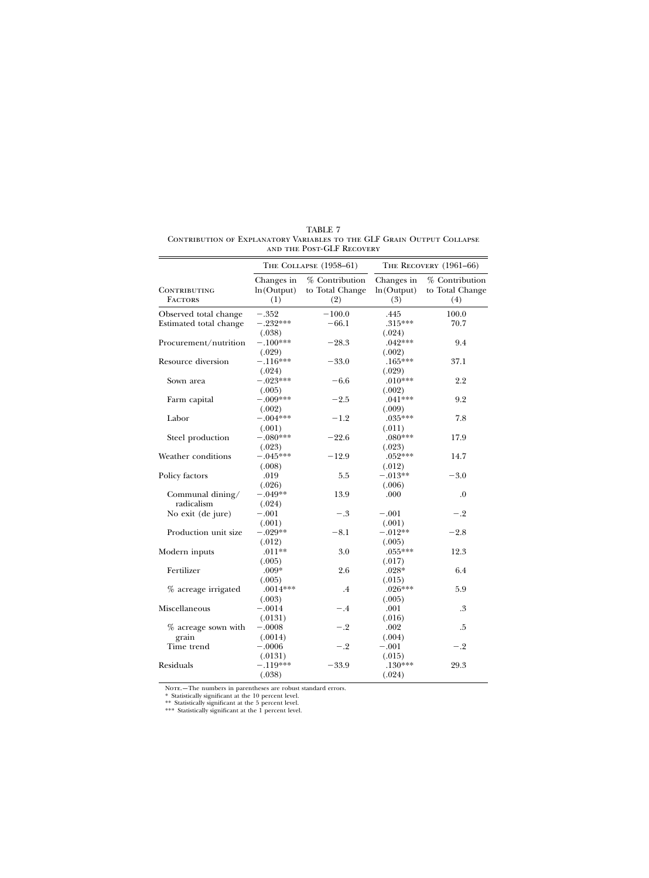TABLE 7

Contribution of Explanatory Variables to the GLF Grain Output Collapse and the Post-GLF Recovery

| Contributing Factors | The Collapse (1958–61) | | The Recovery (1961–66) | |
|---|---|---|---|---|
| | Changes in ln(Output) (1) | % Contribution to Total Change (2) | Changes in ln(Output) (3) | % Contribution to Total Change (4) |
| Observed total change | −.352 | −100.0 | .445 | 100.0 |
| Estimated total change | −.232*** (.038) | −66.1 | .315*** (.024) | 70.7 |
| Procurement/nutrition | −.100*** (.029) | −28.3 | .042*** (.002) | 9.4 |
| Resource diversion | −.116*** (.024) | −33.0 | .165*** (.029) | 37.1 |
| Sown area | −.023*** (.005) | −6.6 | .010*** (.002) | 2.2 |
| Farm capital | −.009*** (.002) | −2.5 | .041*** (.009) | 9.2 |
| Labor | −.004*** (.001) | −1.2 | .035*** (.011) | 7.8 |
| Steel production | −.080*** (.023) | −22.6 | .080*** (.023) | 17.9 |
| Weather conditions | −.045*** (.008) | −12.9 | .052*** (.012) | 14.7 |
| Policy factors | .019 (.026) | 5.5 | −.013** (.006) | −3.0 |
| Communal dining/radicalism | −.049** (.024) | 13.9 | .000 | .0 |
| No exit (de jure) | −.001 (.001) | −.3 | −.001 (.001) | −.2 |
| Production unit size | −.029** (.012) | −8.1 | −.012** (.005) | −2.8 |
| Modern inputs | .011** (.005) | 3.0 | .055*** (.017) | 12.3 |
| Fertilizer | .009* (.005) | 2.6 | .028* (.015) | 6.4 |
| % acreage irrigated | .0014*** (.003) | .4 | .026*** (.005) | 5.9 |
| Miscellaneous | −.0014 (.0131) | −.4 | .001 (.016) | .3 |
| % acreage sown with grain | −.0008 (.0014) | −.2 | .002 (.004) | .5 |
| Time trend | −.0006 (.0131) | −.2 | −.001 (.015) | −.2 |
| Residuals | −.119*** (.038) | −33.9 | .130*** (.024) | 29.3 |

Note.—The numbers in parentheses are robust standard errors.

\* Statistically significant at the 10 percent level.

\*\* Statistically significant at the 5 percent level.

\*\*\* Statistically significant at the 1 percent level.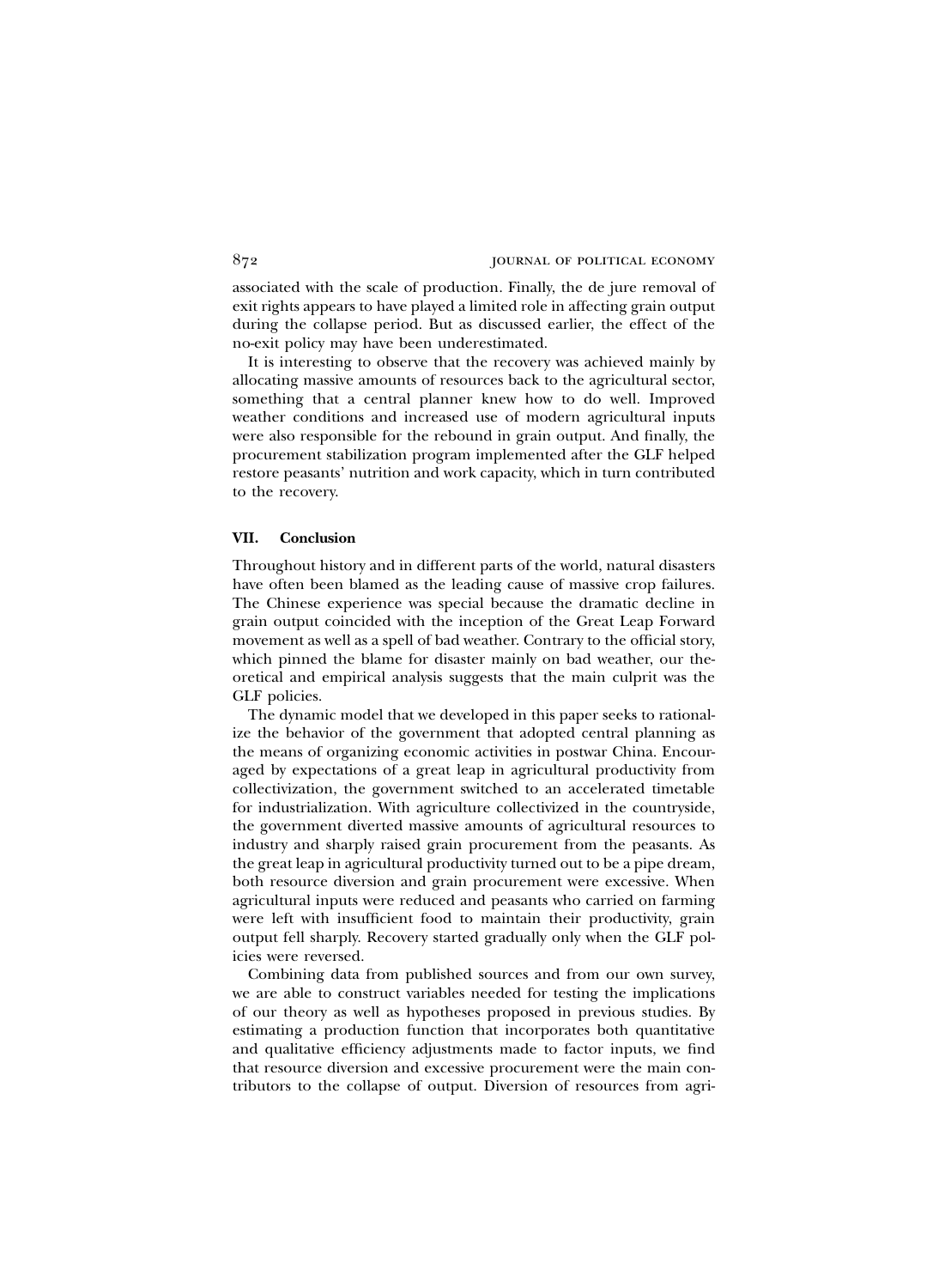associated with the scale of production. Finally, the de jure removal of exit rights appears to have played a limited role in affecting grain output during the collapse period. But as discussed earlier, the effect of the no-exit policy may have been underestimated.

It is interesting to observe that the recovery was achieved mainly by allocating massive amounts of resources back to the agricultural sector, something that a central planner knew how to do well. Improved weather conditions and increased use of modern agricultural inputs were also responsible for the rebound in grain output. And finally, the procurement stabilization program implemented after the GLF helped restore peasants' nutrition and work capacity, which in turn contributed to the recovery.

## VII. Conclusion

Throughout history and in different parts of the world, natural disasters have often been blamed as the leading cause of massive crop failures. The Chinese experience was special because the dramatic decline in grain output coincided with the inception of the Great Leap Forward movement as well as a spell of bad weather. Contrary to the official story, which pinned the blame for disaster mainly on bad weather, our theoretical and empirical analysis suggests that the main culprit was the GLF policies.

The dynamic model that we developed in this paper seeks to rationalize the behavior of the government that adopted central planning as the means of organizing economic activities in postwar China. Encouraged by expectations of a great leap in agricultural productivity from collectivization, the government switched to an accelerated timetable for industrialization. With agriculture collectivized in the countryside, the government diverted massive amounts of agricultural resources to industry and sharply raised grain procurement from the peasants. As the great leap in agricultural productivity turned out to be a pipe dream, both resource diversion and grain procurement were excessive. When agricultural inputs were reduced and peasants who carried on farming were left with insufficient food to maintain their productivity, grain output fell sharply. Recovery started gradually only when the GLF policies were reversed.

Combining data from published sources and from our own survey, we are able to construct variables needed for testing the implications of our theory as well as hypotheses proposed in previous studies. By estimating a production function that incorporates both quantitative and qualitative efficiency adjustments made to factor inputs, we find that resource diversion and excessive procurement were the main contributors to the collapse of output. Diversion of resources from agri-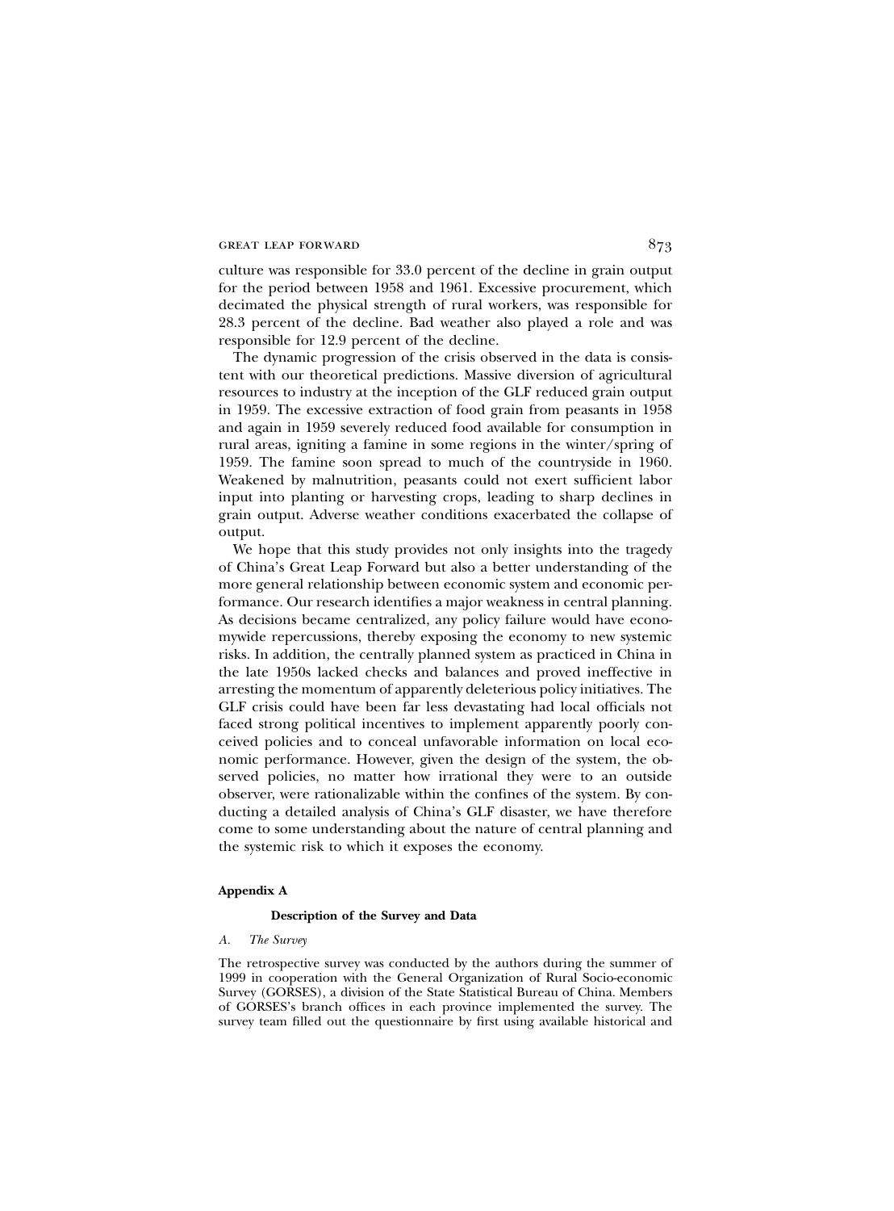culture was responsible for 33.0 percent of the decline in grain output for the period between 1958 and 1961. Excessive procurement, which decimated the physical strength of rural workers, was responsible for 28.3 percent of the decline. Bad weather also played a role and was responsible for 12.9 percent of the decline.

The dynamic progression of the crisis observed in the data is consistent with our theoretical predictions. Massive diversion of agricultural resources to industry at the inception of the GLF reduced grain output in 1959. The excessive extraction of food grain from peasants in 1958 and again in 1959 severely reduced food available for consumption in rural areas, igniting a famine in some regions in the winter/spring of 1959. The famine soon spread to much of the countryside in 1960. Weakened by malnutrition, peasants could not exert sufficient labor input into planting or harvesting crops, leading to sharp declines in grain output. Adverse weather conditions exacerbated the collapse of output.

We hope that this study provides not only insights into the tragedy of China's Great Leap Forward but also a better understanding of the more general relationship between economic system and economic performance. Our research identifies a major weakness in central planning. As decisions became centralized, any policy failure would have economywide repercussions, thereby exposing the economy to new systemic risks. In addition, the centrally planned system as practiced in China in the late 1950s lacked checks and balances and proved ineffective in arresting the momentum of apparently deleterious policy initiatives. The GLF crisis could have been far less devastating had local officials not faced strong political incentives to implement apparently poorly conceived policies and to conceal unfavorable information on local economic performance. However, given the design of the system, the observed policies, no matter how irrational they were to an outside observer, were rationalizable within the confines of the system. By conducting a detailed analysis of China's GLF disaster, we have therefore come to some understanding about the nature of central planning and the systemic risk to which it exposes the economy.

## Appendix A

### Description of the Survey and Data

*A. The Survey*

The retrospective survey was conducted by the authors during the summer of 1999 in cooperation with the General Organization of Rural Socio-economic Survey (GORSES), a division of the State Statistical Bureau of China. Members of GORSES's branch offices in each province implemented the survey. The survey team filled out the questionnaire by first using available historical and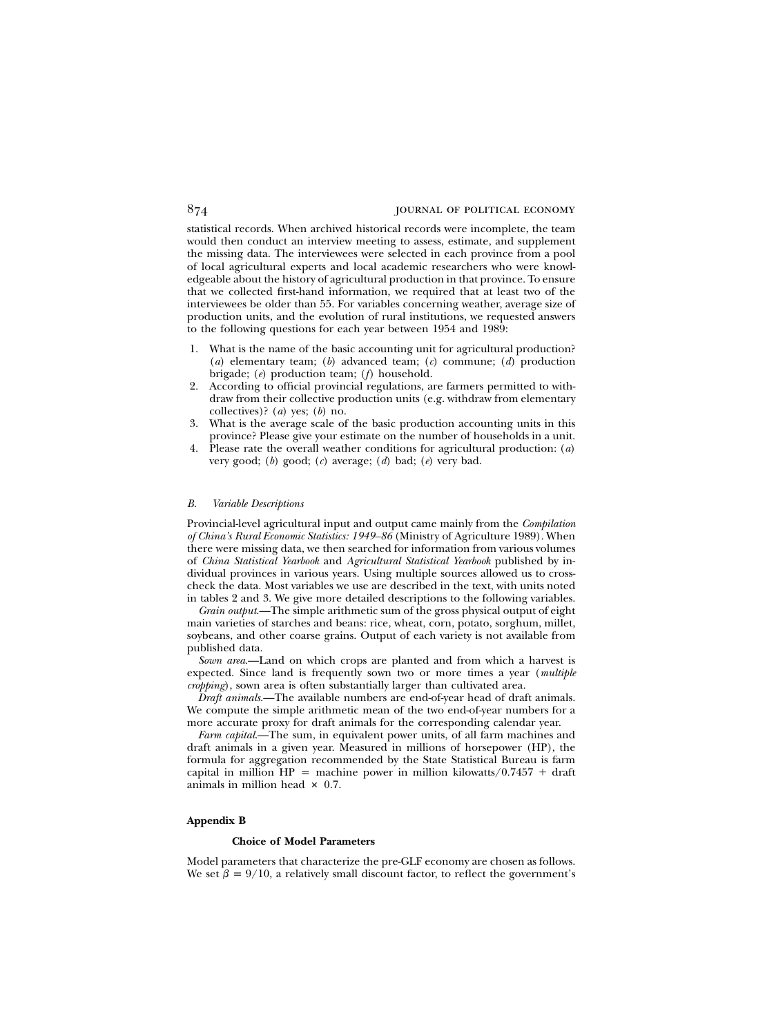statistical records. When archived historical records were incomplete, the team would then conduct an interview meeting to assess, estimate, and supplement the missing data. The interviewees were selected in each province from a pool of local agricultural experts and local academic researchers who were knowledgeable about the history of agricultural production in that province. To ensure that we collected first-hand information, we required that at least two of the interviewees be older than 55. For variables concerning weather, average size of production units, and the evolution of rural institutions, we requested answers to the following questions for each year between 1954 and 1989:

1. What is the name of the basic accounting unit for agricultural production? (*a*) elementary team; (*b*) advanced team; (*c*) commune; (*d*) production brigade; (*e*) production team; (*f*) household.
2. According to official provincial regulations, are farmers permitted to withdraw from their collective production units (e.g. withdraw from elementary collectives)? (*a*) yes; (*b*) no.
3. What is the average scale of the basic production accounting units in this province? Please give your estimate on the number of households in a unit.
4. Please rate the overall weather conditions for agricultural production: (*a*) very good; (*b*) good; (*c*) average; (*d*) bad; (*e*) very bad.

### *B. Variable Descriptions*

Provincial-level agricultural input and output came mainly from the *Compilation of China's Rural Economic Statistics: 1949–86* (Ministry of Agriculture 1989). When there were missing data, we then searched for information from various volumes of *China Statistical Yearbook* and *Agricultural Statistical Yearbook* published by individual provinces in various years. Using multiple sources allowed us to cross-check the data. Most variables we use are described in the text, with units noted in tables 2 and 3. We give more detailed descriptions to the following variables.

*Grain output*.—The simple arithmetic sum of the gross physical output of eight main varieties of starches and beans: rice, wheat, corn, potato, sorghum, millet, soybeans, and other coarse grains. Output of each variety is not available from published data.

*Sown area*.—Land on which crops are planted and from which a harvest is expected. Since land is frequently sown two or more times a year (*multiple cropping*), sown area is often substantially larger than cultivated area.

*Draft animals*.—The available numbers are end-of-year head of draft animals. We compute the simple arithmetic mean of the two end-of-year numbers for a more accurate proxy for draft animals for the corresponding calendar year.

*Farm capital*.—The sum, in equivalent power units, of all farm machines and draft animals in a given year. Measured in millions of horsepower (HP), the formula for aggregation recommended by the State Statistical Bureau is farm capital in million HP = machine power in million kilowatts/0.7457 + draft animals in million head × 0.7.

## Appendix B

### Choice of Model Parameters

Model parameters that characterize the pre-GLF economy are chosen as follows. We set $\beta = 9/10$, a relatively small discount factor, to reflect the government's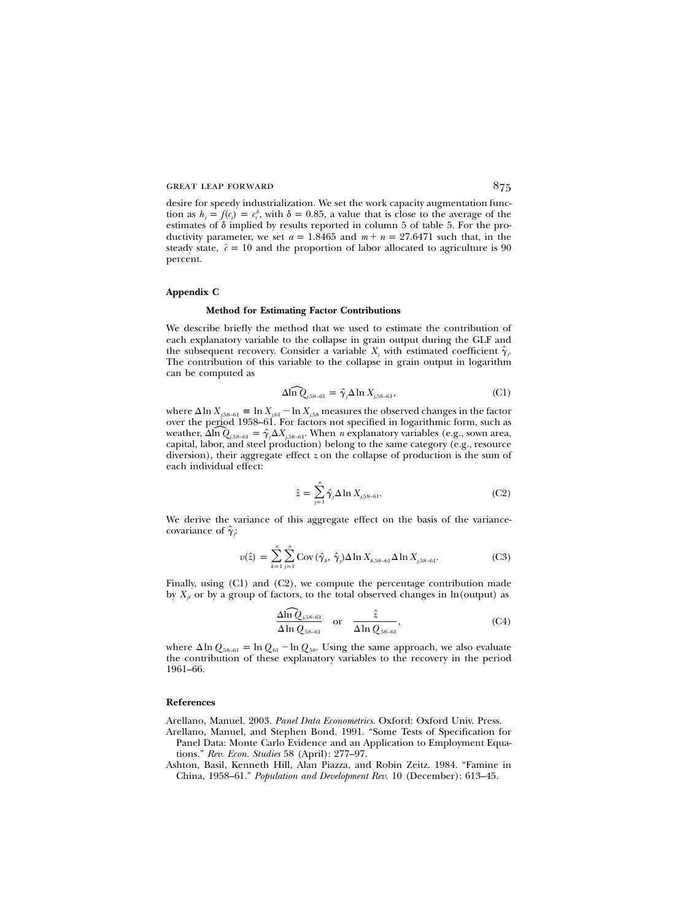desire for speedy industrialization. We set the work capacity augmentation function as $h_i = f(c_i) = c_i^{\delta}$, with $\delta = 0.85$, a value that is close to the average of the estimates of $\delta$ implied by results reported in column 5 of table 5. For the productivity parameter, we set $a = 1.8465$ and $m + n = 27.6471$ such that, in the steady state, $\bar{c} = 10$ and the proportion of labor allocated to agriculture is 90 percent.

## Appendix C

### Method for Estimating Factor Contributions

We describe briefly the method that we used to estimate the contribution of each explanatory variable to the collapse in grain output during the GLF and the subsequent recovery. Consider a variable $X_j$ with estimated coefficient $\hat{\gamma}_j$. The contribution of this variable to the collapse in grain output in logarithm can be computed as

$$\Delta \widehat{\ln Q}_{j,58\text{–}61} = \hat{\gamma}_j \Delta \ln X_{j,58\text{–}61}, \tag{C1}$$

where $\Delta \ln X_{j,58\text{–}61} \equiv \ln X_{j,61} - \ln X_{j,58}$ measures the observed changes in the factor over the period 1958–61. For factors not specified in logarithmic form, such as weather, $\Delta \widehat{\ln Q}_{j,58\text{–}61} = \hat{\gamma}_j \Delta X_{j,58\text{–}61}$. When $n$ explanatory variables (e.g., sown area, capital, labor, and steel production) belong to the same category (e.g., resource diversion), their aggregate effect $z$ on the collapse of production is the sum of each individual effect:

$$\hat{z} = \sum_{j=1}^{n} \hat{\gamma}_j \Delta \ln X_{j,58\text{–}61}. \tag{C2}$$

We derive the variance of this aggregate effect on the basis of the variance-covariance of $\hat{\gamma}_j$:

$$v(\hat{z}) = \sum_{k=1}^{n} \sum_{j=1}^{n} \operatorname{Cov}(\hat{\gamma}_k, \hat{\gamma}_j) \Delta \ln X_{k,58\text{–}61} \Delta \ln X_{j,58\text{–}61}. \tag{C3}$$

Finally, using (C1) and (C2), we compute the percentage contribution made by $X_j$, or by a group of factors, to the total observed changes in ln(output) as

$$\frac{\Delta \widehat{\ln Q}_{j,58\text{–}61}}{\Delta \ln Q_{58\text{–}61}} \quad \text{or} \quad \frac{\hat{z}}{\Delta \ln Q_{58\text{–}61}}, \tag{C4}$$

where $\Delta \ln Q_{58\text{–}61} = \ln Q_{61} - \ln Q_{58}$. Using the same approach, we also evaluate the contribution of these explanatory variables to the recovery in the period 1961–66.

## References

Arellano, Manuel. 2003. *Panel Data Econometrics*. Oxford: Oxford Univ. Press.

Arellano, Manuel, and Stephen Bond. 1991. "Some Tests of Specification for Panel Data: Monte Carlo Evidence and an Application to Employment Equations." *Rev. Econ. Studies* 58 (April): 277–97.

Ashton, Basil, Kenneth Hill, Alan Piazza, and Robin Zeitz. 1984. "Famine in China, 1958–61." *Population and Development Rev.* 10 (December): 613–45.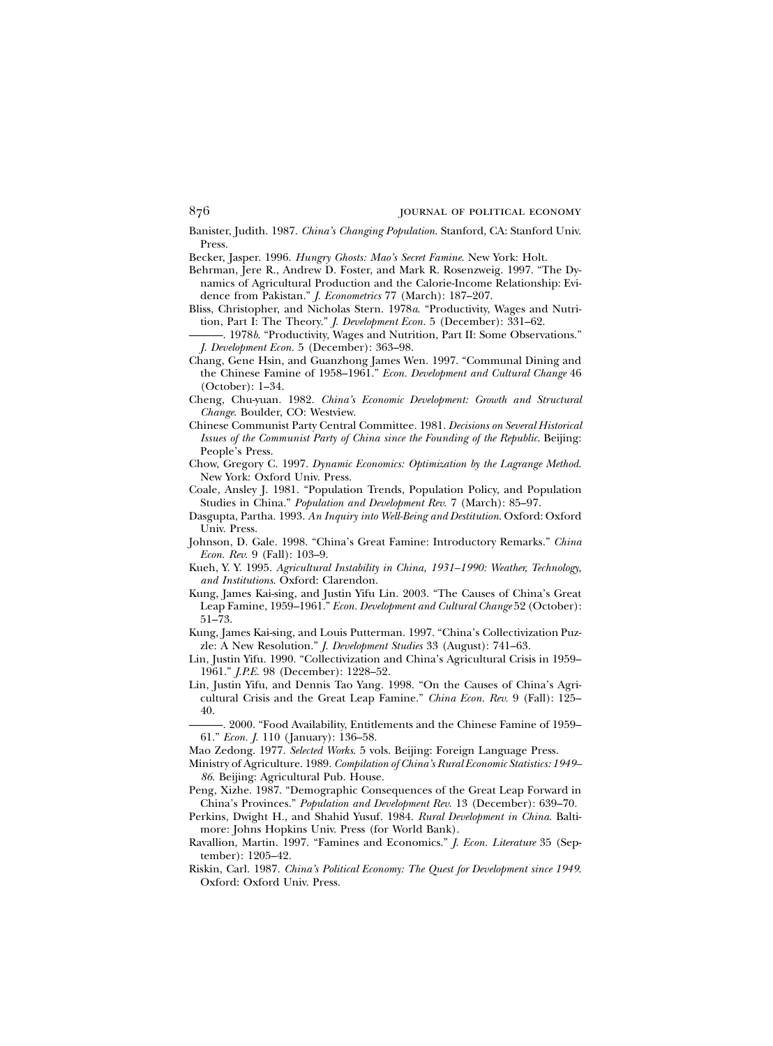Banister, Judith. 1987. *China's Changing Population*. Stanford, CA: Stanford Univ. Press.

Becker, Jasper. 1996. *Hungry Ghosts: Mao's Secret Famine*. New York: Holt.

Behrman, Jere R., Andrew D. Foster, and Mark R. Rosenzweig. 1997. "The Dynamics of Agricultural Production and the Calorie-Income Relationship: Evidence from Pakistan." *J. Econometrics* 77 (March): 187–207.

Bliss, Christopher, and Nicholas Stern. 1978*a*. "Productivity, Wages and Nutrition, Part I: The Theory." *J. Development Econ.* 5 (December): 331–62.

———. 1978*b*. "Productivity, Wages and Nutrition, Part II: Some Observations." *J. Development Econ.* 5 (December): 363–98.

Chang, Gene Hsin, and Guanzhong James Wen. 1997. "Communal Dining and the Chinese Famine of 1958–1961." *Econ. Development and Cultural Change* 46 (October): 1–34.

Cheng, Chu-yuan. 1982. *China's Economic Development: Growth and Structural Change*. Boulder, CO: Westview.

Chinese Communist Party Central Committee. 1981. *Decisions on Several Historical Issues of the Communist Party of China since the Founding of the Republic*. Beijing: People's Press.

Chow, Gregory C. 1997. *Dynamic Economics: Optimization by the Lagrange Method*. New York: Oxford Univ. Press.

Coale, Ansley J. 1981. "Population Trends, Population Policy, and Population Studies in China." *Population and Development Rev.* 7 (March): 85–97.

Dasgupta, Partha. 1993. *An Inquiry into Well-Being and Destitution*. Oxford: Oxford Univ. Press.

Johnson, D. Gale. 1998. "China's Great Famine: Introductory Remarks." *China Econ. Rev.* 9 (Fall): 103–9.

Kueh, Y. Y. 1995. *Agricultural Instability in China, 1931–1990: Weather, Technology, and Institutions*. Oxford: Clarendon.

Kung, James Kai-sing, and Justin Yifu Lin. 2003. "The Causes of China's Great Leap Famine, 1959–1961." *Econ. Development and Cultural Change* 52 (October): 51–73.

Kung, James Kai-sing, and Louis Putterman. 1997. "China's Collectivization Puzzle: A New Resolution." *J. Development Studies* 33 (August): 741–63.

Lin, Justin Yifu. 1990. "Collectivization and China's Agricultural Crisis in 1959–1961." *J.P.E.* 98 (December): 1228–52.

Lin, Justin Yifu, and Dennis Tao Yang. 1998. "On the Causes of China's Agricultural Crisis and the Great Leap Famine." *China Econ. Rev.* 9 (Fall): 125–40.

———. 2000. "Food Availability, Entitlements and the Chinese Famine of 1959–61." *Econ. J.* 110 (January): 136–58.

Mao Zedong. 1977. *Selected Works*. 5 vols. Beijing: Foreign Language Press.

Ministry of Agriculture. 1989. *Compilation of China's Rural Economic Statistics: 1949–86*. Beijing: Agricultural Pub. House.

Peng, Xizhe. 1987. "Demographic Consequences of the Great Leap Forward in China's Provinces." *Population and Development Rev.* 13 (December): 639–70.

Perkins, Dwight H., and Shahid Yusuf. 1984. *Rural Development in China*. Baltimore: Johns Hopkins Univ. Press (for World Bank).

Ravallion, Martin. 1997. "Famines and Economics." *J. Econ. Literature* 35 (September): 1205–42.

Riskin, Carl. 1987. *China's Political Economy: The Quest for Development since 1949*. Oxford: Oxford Univ. Press.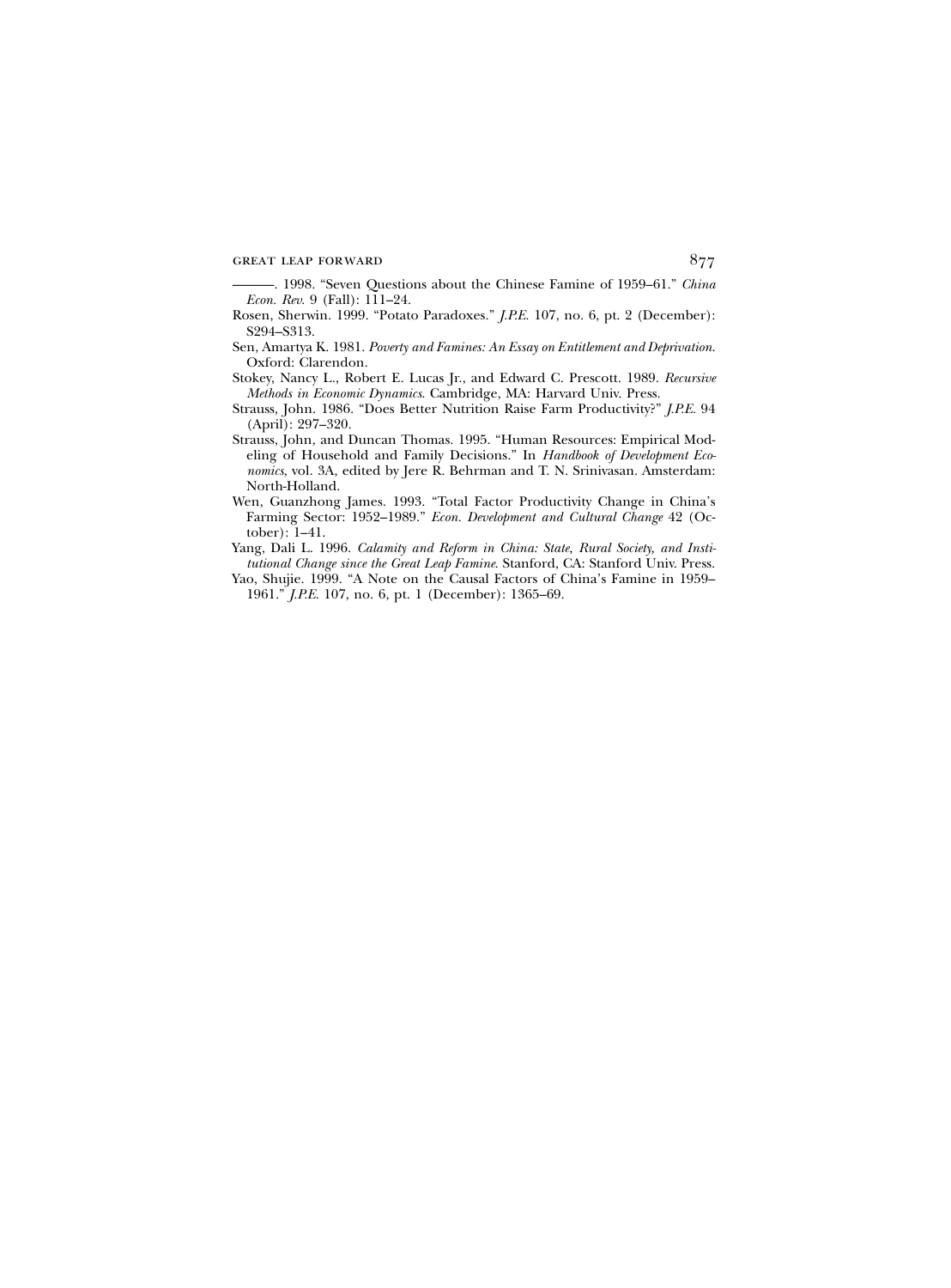———. 1998. “Seven Questions about the Chinese Famine of 1959–61.” *China Econ. Rev.* 9 (Fall): 111–24.

Rosen, Sherwin. 1999. “Potato Paradoxes.” *J.P.E.* 107, no. 6, pt. 2 (December): S294–S313.

Sen, Amartya K. 1981. *Poverty and Famines: An Essay on Entitlement and Deprivation*. Oxford: Clarendon.

Stokey, Nancy L., Robert E. Lucas Jr., and Edward C. Prescott. 1989. *Recursive Methods in Economic Dynamics*. Cambridge, MA: Harvard Univ. Press.

Strauss, John. 1986. “Does Better Nutrition Raise Farm Productivity?” *J.P.E.* 94 (April): 297–320.

Strauss, John, and Duncan Thomas. 1995. “Human Resources: Empirical Modeling of Household and Family Decisions.” In *Handbook of Development Economics*, vol. 3A, edited by Jere R. Behrman and T. N. Srinivasan. Amsterdam: North-Holland.

Wen, Guanzhong James. 1993. “Total Factor Productivity Change in China’s Farming Sector: 1952–1989.” *Econ. Development and Cultural Change* 42 (October): 1–41.

Yang, Dali L. 1996. *Calamity and Reform in China: State, Rural Society, and Institutional Change since the Great Leap Famine*. Stanford, CA: Stanford Univ. Press.

Yao, Shujie. 1999. “A Note on the Causal Factors of China’s Famine in 1959–1961.” *J.P.E.* 107, no. 6, pt. 1 (December): 1365–69.